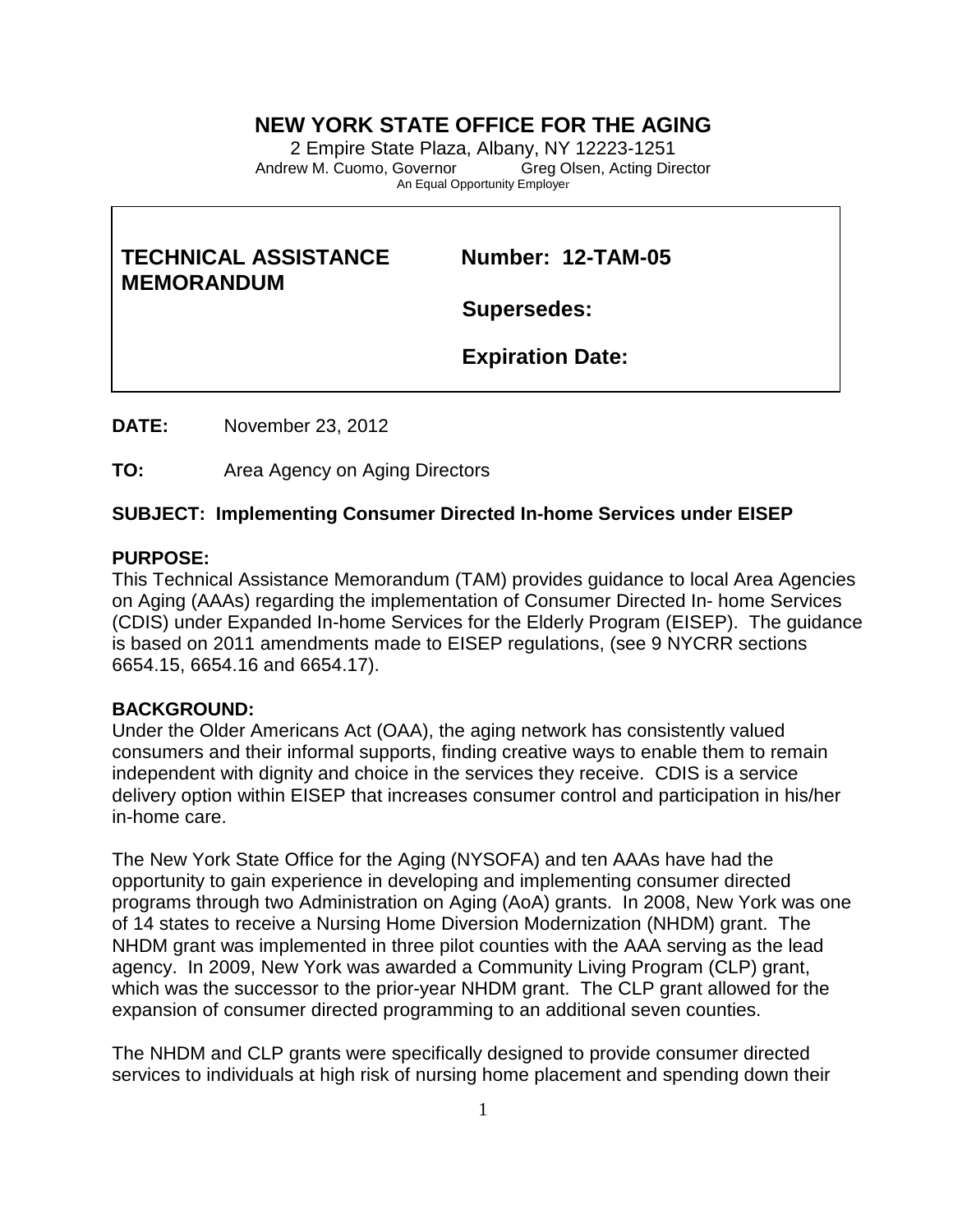# NEW YORK STATE OFFICE FOR THE AGING

2 Empire State Plaza, Albany, NY 12223-1251
Andrew M. Cuomo, Governor Greg Olsen, Acting Director
An Equal Opportunity Employer

| **TECHNICAL ASSISTANCE MEMORANDUM** | **Number: 12-TAM-05** |
|---|---|
| | **Supersedes:** |
| | **Expiration Date:** |

**DATE:** November 23, 2012

**TO:** Area Agency on Aging Directors

**SUBJECT: Implementing Consumer Directed In-home Services under EISEP**

**PURPOSE:**
This Technical Assistance Memorandum (TAM) provides guidance to local Area Agencies on Aging (AAAs) regarding the implementation of Consumer Directed In- home Services (CDIS) under Expanded In-home Services for the Elderly Program (EISEP). The guidance is based on 2011 amendments made to EISEP regulations, (see 9 NYCRR sections 6654.15, 6654.16 and 6654.17).

**BACKGROUND:**
Under the Older Americans Act (OAA), the aging network has consistently valued consumers and their informal supports, finding creative ways to enable them to remain independent with dignity and choice in the services they receive. CDIS is a service delivery option within EISEP that increases consumer control and participation in his/her in-home care.

The New York State Office for the Aging (NYSOFA) and ten AAAs have had the opportunity to gain experience in developing and implementing consumer directed programs through two Administration on Aging (AoA) grants. In 2008, New York was one of 14 states to receive a Nursing Home Diversion Modernization (NHDM) grant. The NHDM grant was implemented in three pilot counties with the AAA serving as the lead agency. In 2009, New York was awarded a Community Living Program (CLP) grant, which was the successor to the prior-year NHDM grant. The CLP grant allowed for the expansion of consumer directed programming to an additional seven counties.

The NHDM and CLP grants were specifically designed to provide consumer directed services to individuals at high risk of nursing home placement and spending down their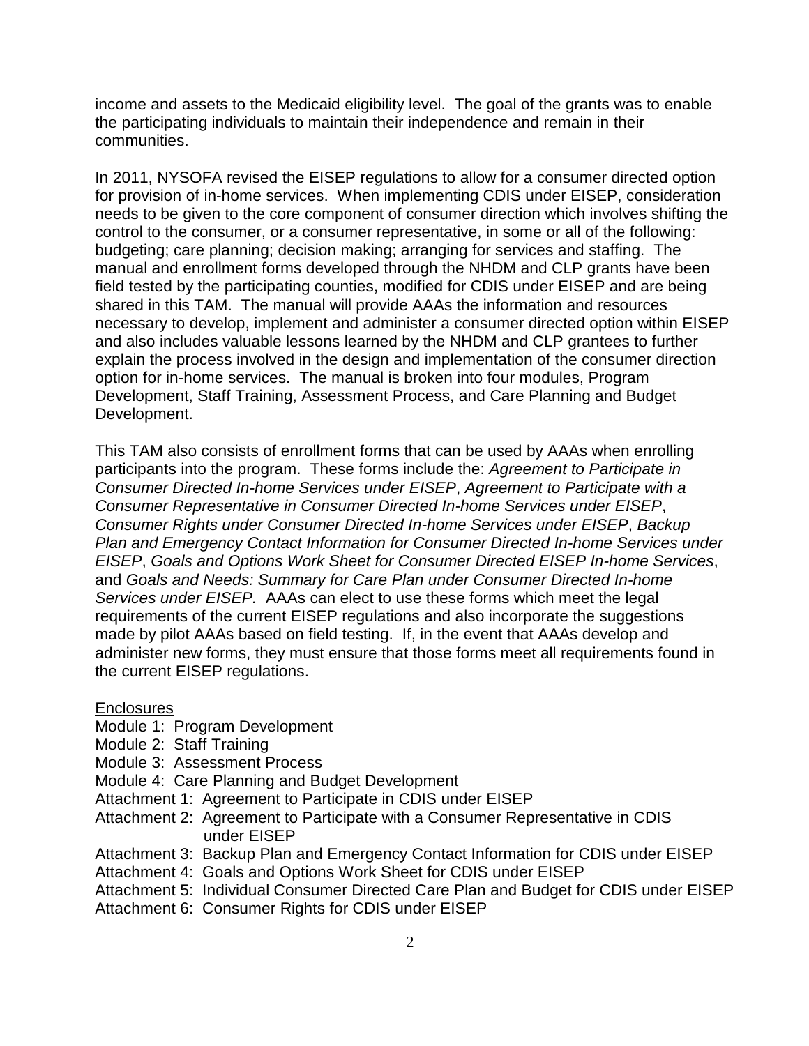income and assets to the Medicaid eligibility level. The goal of the grants was to enable the participating individuals to maintain their independence and remain in their communities.

In 2011, NYSOFA revised the EISEP regulations to allow for a consumer directed option for provision of in-home services. When implementing CDIS under EISEP, consideration needs to be given to the core component of consumer direction which involves shifting the control to the consumer, or a consumer representative, in some or all of the following: budgeting; care planning; decision making; arranging for services and staffing. The manual and enrollment forms developed through the NHDM and CLP grants have been field tested by the participating counties, modified for CDIS under EISEP and are being shared in this TAM. The manual will provide AAAs the information and resources necessary to develop, implement and administer a consumer directed option within EISEP and also includes valuable lessons learned by the NHDM and CLP grantees to further explain the process involved in the design and implementation of the consumer direction option for in-home services. The manual is broken into four modules, Program Development, Staff Training, Assessment Process, and Care Planning and Budget Development.

This TAM also consists of enrollment forms that can be used by AAAs when enrolling participants into the program. These forms include the: *Agreement to Participate in Consumer Directed In-home Services under EISEP*, *Agreement to Participate with a Consumer Representative in Consumer Directed In-home Services under EISEP*, *Consumer Rights under Consumer Directed In-home Services under EISEP*, *Backup Plan and Emergency Contact Information for Consumer Directed In-home Services under EISEP*, *Goals and Options Work Sheet for Consumer Directed EISEP In-home Services*, and *Goals and Needs: Summary for Care Plan under Consumer Directed In-home Services under EISEP.* AAAs can elect to use these forms which meet the legal requirements of the current EISEP regulations and also incorporate the suggestions made by pilot AAAs based on field testing. If, in the event that AAAs develop and administer new forms, they must ensure that those forms meet all requirements found in the current EISEP regulations.

Enclosures

Module 1: Program Development
Module 2: Staff Training
Module 3: Assessment Process
Module 4: Care Planning and Budget Development
Attachment 1: Agreement to Participate in CDIS under EISEP
Attachment 2: Agreement to Participate with a Consumer Representative in CDIS under EISEP
Attachment 3: Backup Plan and Emergency Contact Information for CDIS under EISEP
Attachment 4: Goals and Options Work Sheet for CDIS under EISEP
Attachment 5: Individual Consumer Directed Care Plan and Budget for CDIS under EISEP
Attachment 6: Consumer Rights for CDIS under EISEP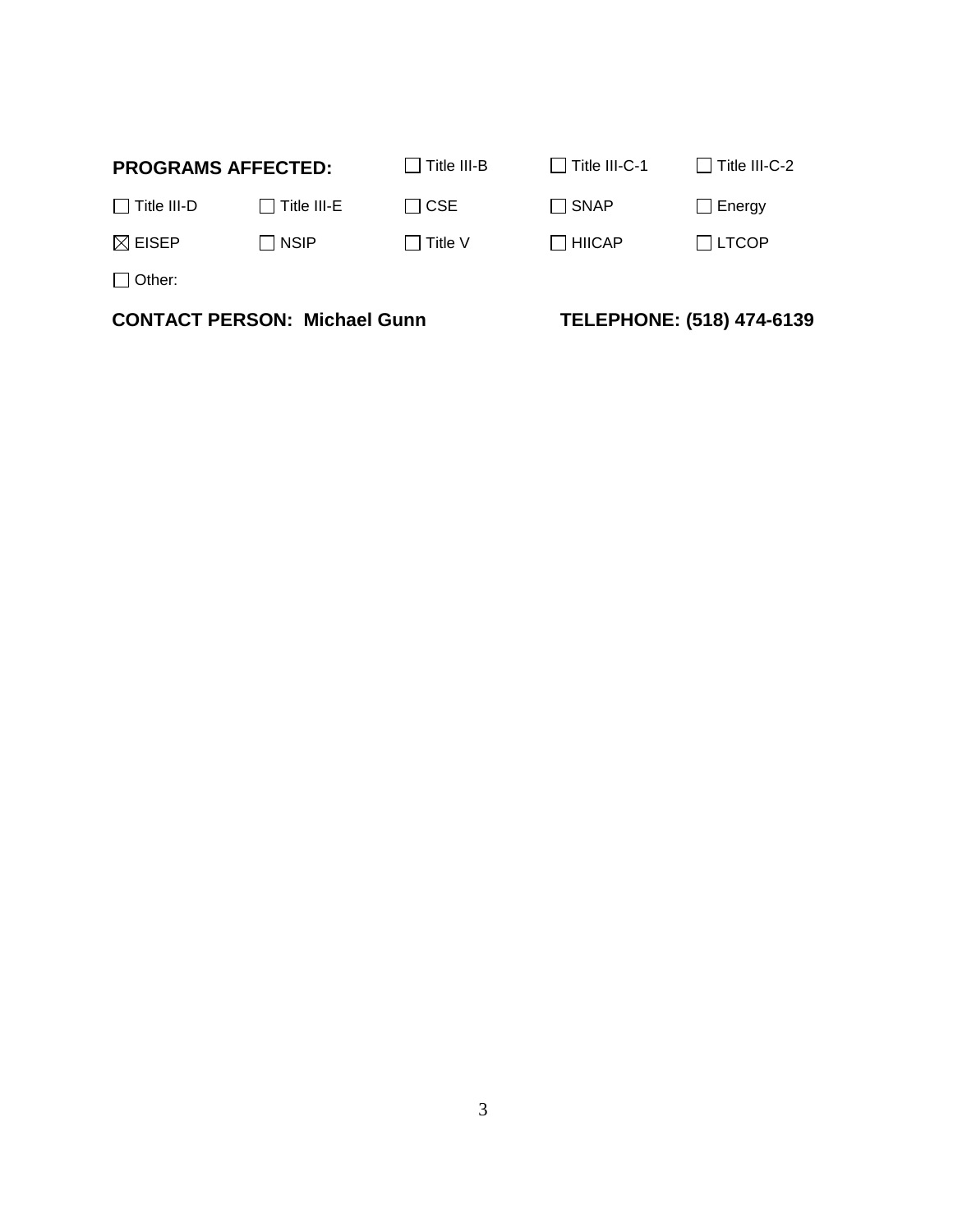**PROGRAMS AFFECTED:** ☐ Title III-B ☐ Title III-C-1 ☐ Title III-C-2

☐ Title III-D ☐ Title III-E ☐ CSE ☐ SNAP ☐ Energy

☒ EISEP ☐ NSIP ☐ Title V ☐ HIICAP ☐ LTCOP

☐ Other:

**CONTACT PERSON: Michael Gunn** **TELEPHONE: (518) 474-6139**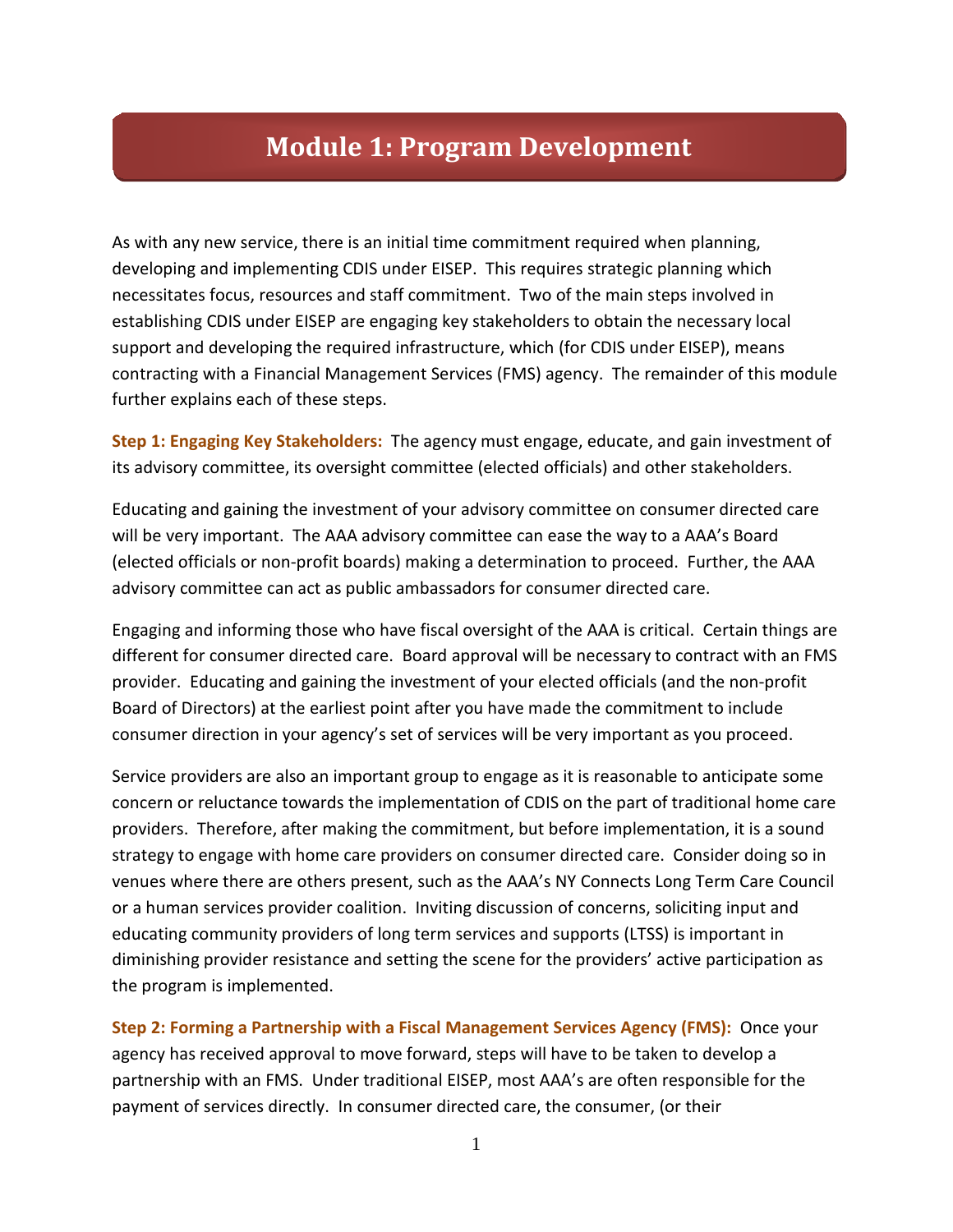# Module 1: Program Development

As with any new service, there is an initial time commitment required when planning, developing and implementing CDIS under EISEP. This requires strategic planning which necessitates focus, resources and staff commitment. Two of the main steps involved in establishing CDIS under EISEP are engaging key stakeholders to obtain the necessary local support and developing the required infrastructure, which (for CDIS under EISEP), means contracting with a Financial Management Services (FMS) agency. The remainder of this module further explains each of these steps.

**Step 1: Engaging Key Stakeholders:** The agency must engage, educate, and gain investment of its advisory committee, its oversight committee (elected officials) and other stakeholders.

Educating and gaining the investment of your advisory committee on consumer directed care will be very important. The AAA advisory committee can ease the way to a AAA's Board (elected officials or non-profit boards) making a determination to proceed. Further, the AAA advisory committee can act as public ambassadors for consumer directed care.

Engaging and informing those who have fiscal oversight of the AAA is critical. Certain things are different for consumer directed care. Board approval will be necessary to contract with an FMS provider. Educating and gaining the investment of your elected officials (and the non-profit Board of Directors) at the earliest point after you have made the commitment to include consumer direction in your agency's set of services will be very important as you proceed.

Service providers are also an important group to engage as it is reasonable to anticipate some concern or reluctance towards the implementation of CDIS on the part of traditional home care providers. Therefore, after making the commitment, but before implementation, it is a sound strategy to engage with home care providers on consumer directed care. Consider doing so in venues where there are others present, such as the AAA's NY Connects Long Term Care Council or a human services provider coalition. Inviting discussion of concerns, soliciting input and educating community providers of long term services and supports (LTSS) is important in diminishing provider resistance and setting the scene for the providers' active participation as the program is implemented.

**Step 2: Forming a Partnership with a Fiscal Management Services Agency (FMS):** Once your agency has received approval to move forward, steps will have to be taken to develop a partnership with an FMS. Under traditional EISEP, most AAA's are often responsible for the payment of services directly. In consumer directed care, the consumer, (or their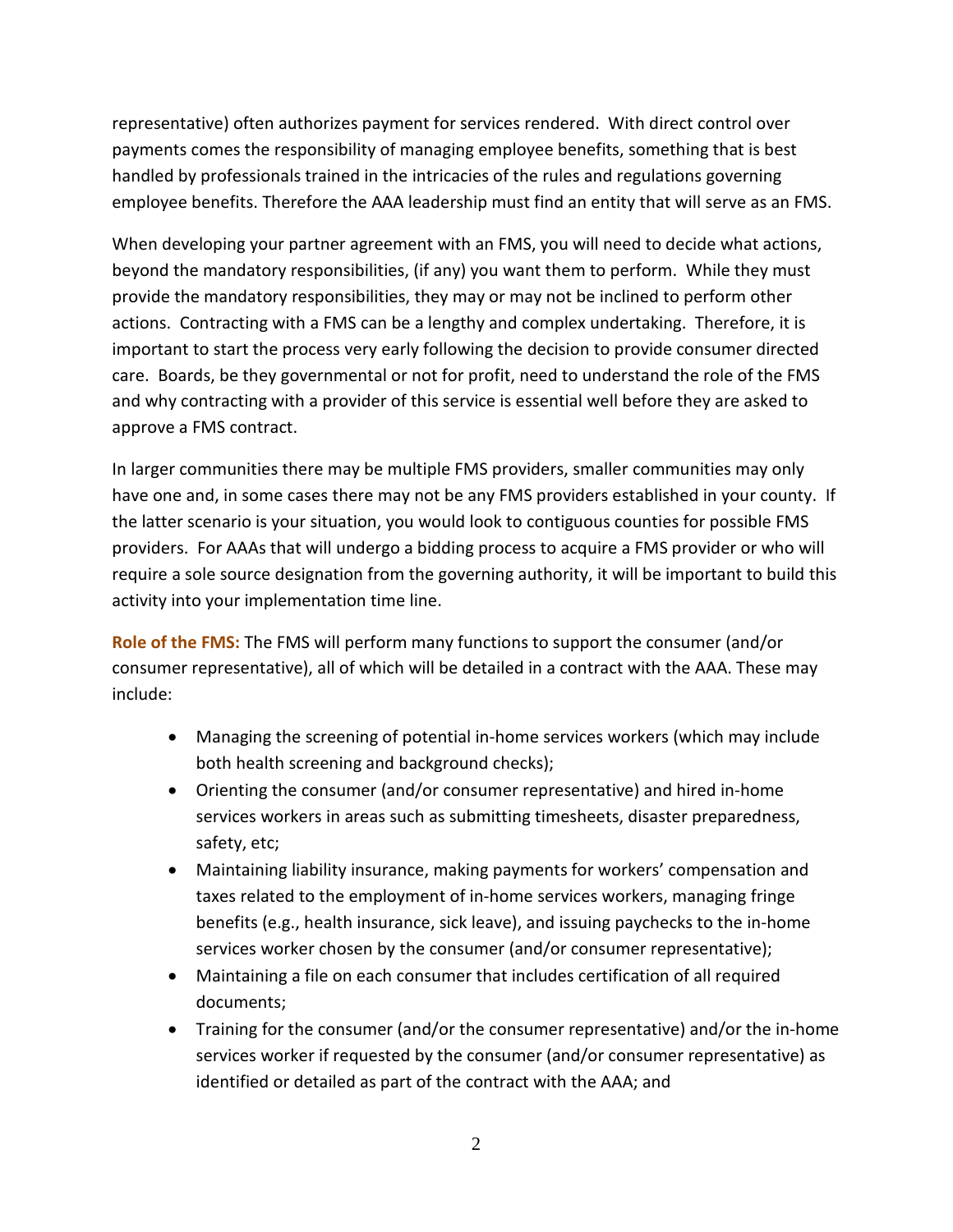representative) often authorizes payment for services rendered. With direct control over payments comes the responsibility of managing employee benefits, something that is best handled by professionals trained in the intricacies of the rules and regulations governing employee benefits. Therefore the AAA leadership must find an entity that will serve as an FMS.

When developing your partner agreement with an FMS, you will need to decide what actions, beyond the mandatory responsibilities, (if any) you want them to perform. While they must provide the mandatory responsibilities, they may or may not be inclined to perform other actions. Contracting with a FMS can be a lengthy and complex undertaking. Therefore, it is important to start the process very early following the decision to provide consumer directed care. Boards, be they governmental or not for profit, need to understand the role of the FMS and why contracting with a provider of this service is essential well before they are asked to approve a FMS contract.

In larger communities there may be multiple FMS providers, smaller communities may only have one and, in some cases there may not be any FMS providers established in your county. If the latter scenario is your situation, you would look to contiguous counties for possible FMS providers. For AAAs that will undergo a bidding process to acquire a FMS provider or who will require a sole source designation from the governing authority, it will be important to build this activity into your implementation time line.

**Role of the FMS:** The FMS will perform many functions to support the consumer (and/or consumer representative), all of which will be detailed in a contract with the AAA. These may include:

- Managing the screening of potential in-home services workers (which may include both health screening and background checks);
- Orienting the consumer (and/or consumer representative) and hired in-home services workers in areas such as submitting timesheets, disaster preparedness, safety, etc;
- Maintaining liability insurance, making payments for workers' compensation and taxes related to the employment of in-home services workers, managing fringe benefits (e.g., health insurance, sick leave), and issuing paychecks to the in-home services worker chosen by the consumer (and/or consumer representative);
- Maintaining a file on each consumer that includes certification of all required documents;
- Training for the consumer (and/or the consumer representative) and/or the in-home services worker if requested by the consumer (and/or consumer representative) as identified or detailed as part of the contract with the AAA; and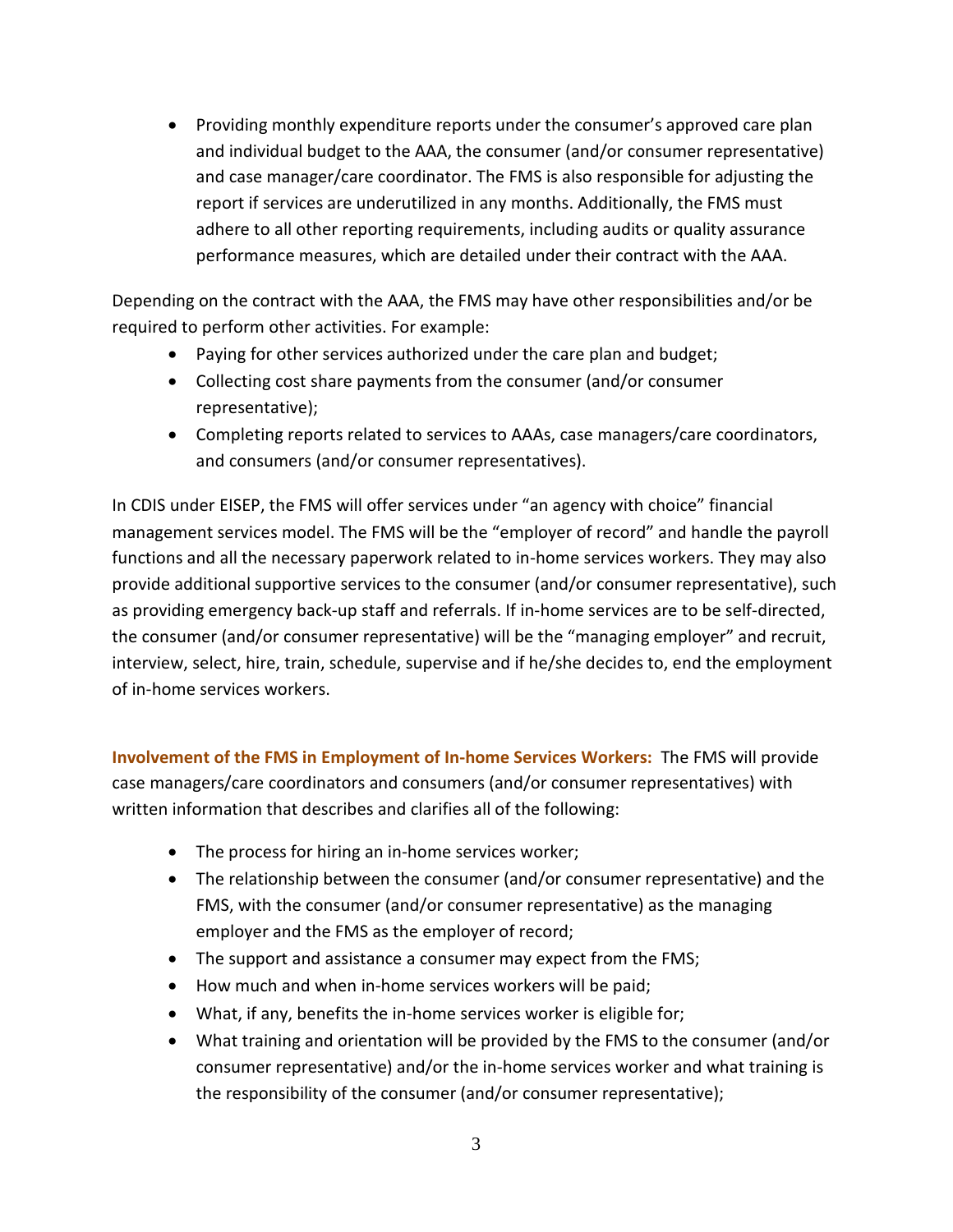- Providing monthly expenditure reports under the consumer's approved care plan and individual budget to the AAA, the consumer (and/or consumer representative) and case manager/care coordinator. The FMS is also responsible for adjusting the report if services are underutilized in any months. Additionally, the FMS must adhere to all other reporting requirements, including audits or quality assurance performance measures, which are detailed under their contract with the AAA.

Depending on the contract with the AAA, the FMS may have other responsibilities and/or be required to perform other activities. For example:

- Paying for other services authorized under the care plan and budget;
- Collecting cost share payments from the consumer (and/or consumer representative);
- Completing reports related to services to AAAs, case managers/care coordinators, and consumers (and/or consumer representatives).

In CDIS under EISEP, the FMS will offer services under "an agency with choice" financial management services model. The FMS will be the "employer of record" and handle the payroll functions and all the necessary paperwork related to in-home services workers. They may also provide additional supportive services to the consumer (and/or consumer representative), such as providing emergency back-up staff and referrals. If in-home services are to be self-directed, the consumer (and/or consumer representative) will be the "managing employer" and recruit, interview, select, hire, train, schedule, supervise and if he/she decides to, end the employment of in-home services workers.

**Involvement of the FMS in Employment of In-home Services Workers:** The FMS will provide case managers/care coordinators and consumers (and/or consumer representatives) with written information that describes and clarifies all of the following:

- The process for hiring an in-home services worker;
- The relationship between the consumer (and/or consumer representative) and the FMS, with the consumer (and/or consumer representative) as the managing employer and the FMS as the employer of record;
- The support and assistance a consumer may expect from the FMS;
- How much and when in-home services workers will be paid;
- What, if any, benefits the in-home services worker is eligible for;
- What training and orientation will be provided by the FMS to the consumer (and/or consumer representative) and/or the in-home services worker and what training is the responsibility of the consumer (and/or consumer representative);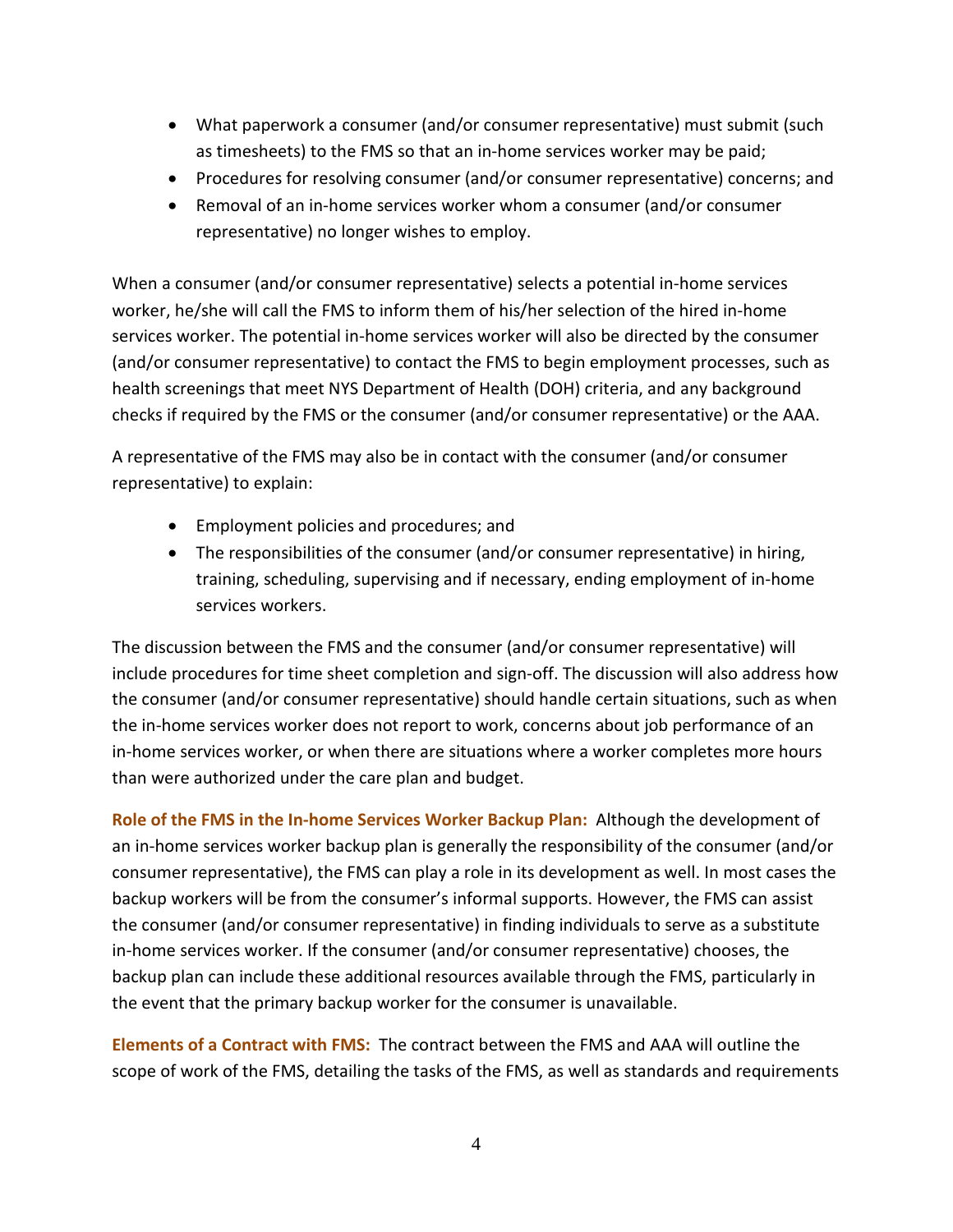- What paperwork a consumer (and/or consumer representative) must submit (such as timesheets) to the FMS so that an in-home services worker may be paid;
- Procedures for resolving consumer (and/or consumer representative) concerns; and
- Removal of an in-home services worker whom a consumer (and/or consumer representative) no longer wishes to employ.

When a consumer (and/or consumer representative) selects a potential in-home services worker, he/she will call the FMS to inform them of his/her selection of the hired in-home services worker. The potential in-home services worker will also be directed by the consumer (and/or consumer representative) to contact the FMS to begin employment processes, such as health screenings that meet NYS Department of Health (DOH) criteria, and any background checks if required by the FMS or the consumer (and/or consumer representative) or the AAA.

A representative of the FMS may also be in contact with the consumer (and/or consumer representative) to explain:

- Employment policies and procedures; and
- The responsibilities of the consumer (and/or consumer representative) in hiring, training, scheduling, supervising and if necessary, ending employment of in-home services workers.

The discussion between the FMS and the consumer (and/or consumer representative) will include procedures for time sheet completion and sign-off. The discussion will also address how the consumer (and/or consumer representative) should handle certain situations, such as when the in-home services worker does not report to work, concerns about job performance of an in-home services worker, or when there are situations where a worker completes more hours than were authorized under the care plan and budget.

**Role of the FMS in the In-home Services Worker Backup Plan:** Although the development of an in-home services worker backup plan is generally the responsibility of the consumer (and/or consumer representative), the FMS can play a role in its development as well. In most cases the backup workers will be from the consumer's informal supports. However, the FMS can assist the consumer (and/or consumer representative) in finding individuals to serve as a substitute in-home services worker. If the consumer (and/or consumer representative) chooses, the backup plan can include these additional resources available through the FMS, particularly in the event that the primary backup worker for the consumer is unavailable.

**Elements of a Contract with FMS:** The contract between the FMS and AAA will outline the scope of work of the FMS, detailing the tasks of the FMS, as well as standards and requirements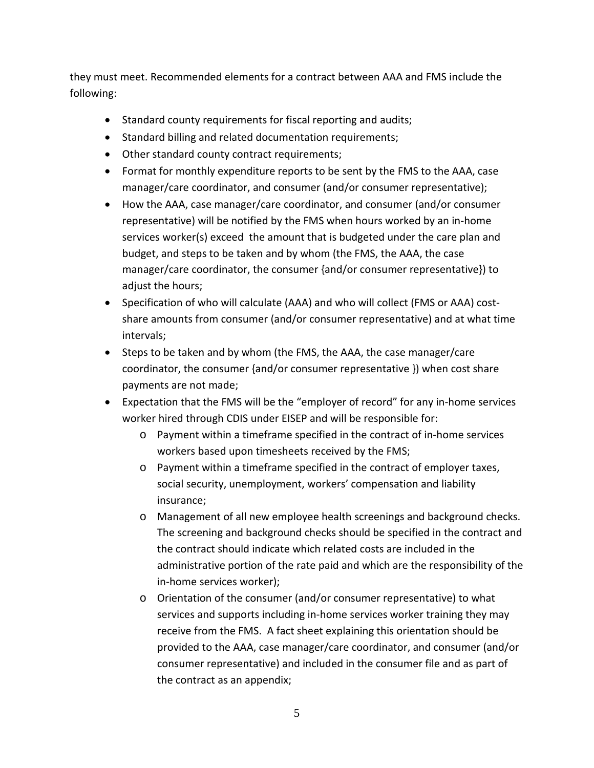they must meet. Recommended elements for a contract between AAA and FMS include the following:

- Standard county requirements for fiscal reporting and audits;
- Standard billing and related documentation requirements;
- Other standard county contract requirements;
- Format for monthly expenditure reports to be sent by the FMS to the AAA, case manager/care coordinator, and consumer (and/or consumer representative);
- How the AAA, case manager/care coordinator, and consumer (and/or consumer representative) will be notified by the FMS when hours worked by an in-home services worker(s) exceed the amount that is budgeted under the care plan and budget, and steps to be taken and by whom (the FMS, the AAA, the case manager/care coordinator, the consumer {and/or consumer representative}) to adjust the hours;
- Specification of who will calculate (AAA) and who will collect (FMS or AAA) cost-share amounts from consumer (and/or consumer representative) and at what time intervals;
- Steps to be taken and by whom (the FMS, the AAA, the case manager/care coordinator, the consumer {and/or consumer representative }) when cost share payments are not made;
- Expectation that the FMS will be the "employer of record" for any in-home services worker hired through CDIS under EISEP and will be responsible for:
    - Payment within a timeframe specified in the contract of in-home services workers based upon timesheets received by the FMS;
    - Payment within a timeframe specified in the contract of employer taxes, social security, unemployment, workers' compensation and liability insurance;
    - Management of all new employee health screenings and background checks. The screening and background checks should be specified in the contract and the contract should indicate which related costs are included in the administrative portion of the rate paid and which are the responsibility of the in-home services worker);
    - Orientation of the consumer (and/or consumer representative) to what services and supports including in-home services worker training they may receive from the FMS. A fact sheet explaining this orientation should be provided to the AAA, case manager/care coordinator, and consumer (and/or consumer representative) and included in the consumer file and as part of the contract as an appendix;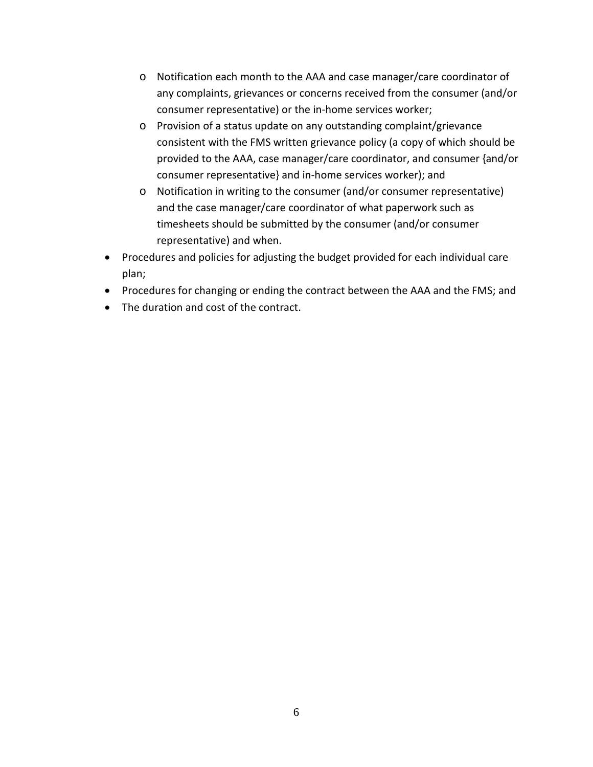- Notification each month to the AAA and case manager/care coordinator of any complaints, grievances or concerns received from the consumer (and/or consumer representative) or the in-home services worker;
  - Provision of a status update on any outstanding complaint/grievance consistent with the FMS written grievance policy (a copy of which should be provided to the AAA, case manager/care coordinator, and consumer {and/or consumer representative} and in-home services worker); and
  - Notification in writing to the consumer (and/or consumer representative) and the case manager/care coordinator of what paperwork such as timesheets should be submitted by the consumer (and/or consumer representative) and when.
- Procedures and policies for adjusting the budget provided for each individual care plan;
- Procedures for changing or ending the contract between the AAA and the FMS; and
- The duration and cost of the contract.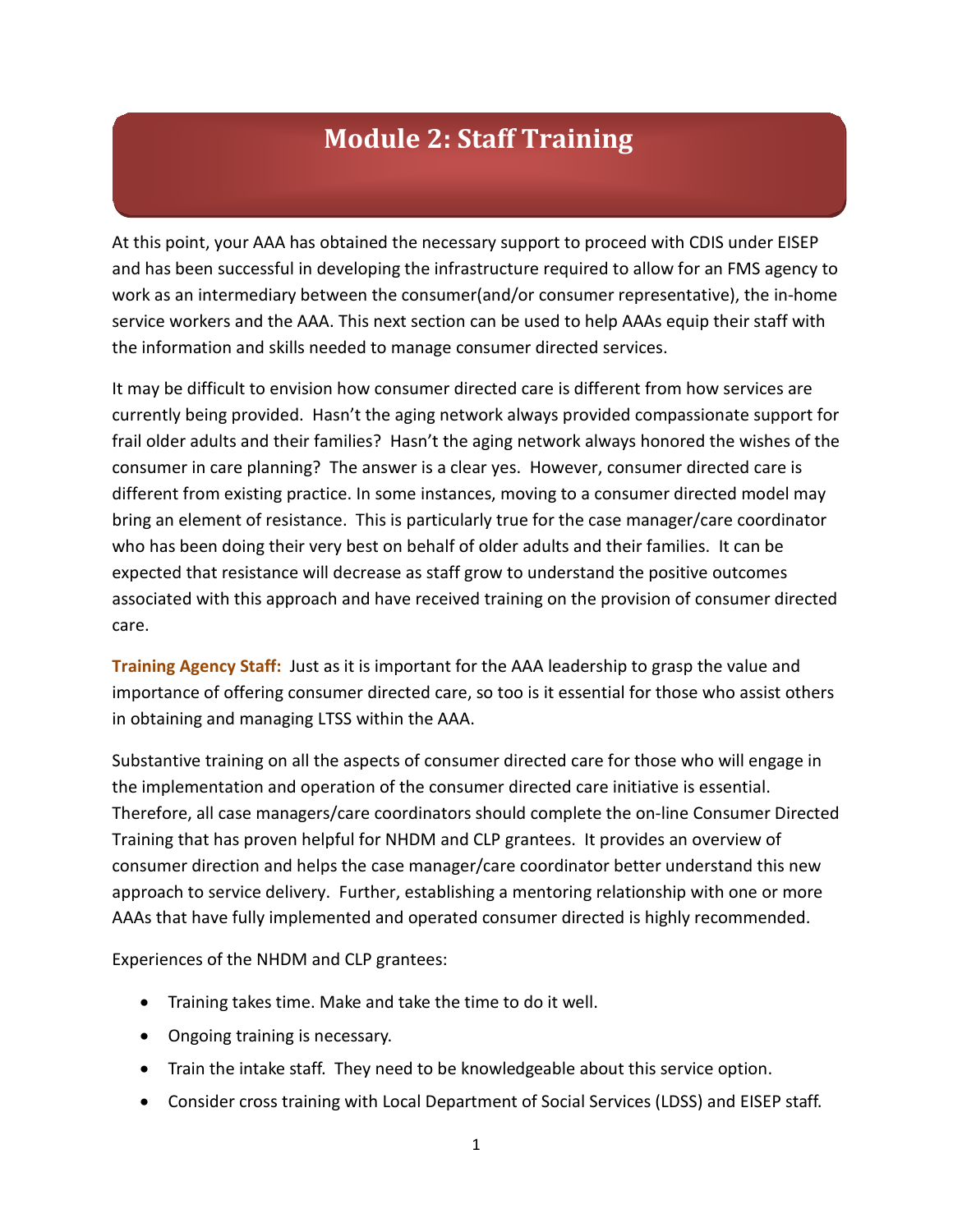# Module 2: Staff Training

At this point, your AAA has obtained the necessary support to proceed with CDIS under EISEP and has been successful in developing the infrastructure required to allow for an FMS agency to work as an intermediary between the consumer(and/or consumer representative), the in-home service workers and the AAA. This next section can be used to help AAAs equip their staff with the information and skills needed to manage consumer directed services.

It may be difficult to envision how consumer directed care is different from how services are currently being provided. Hasn't the aging network always provided compassionate support for frail older adults and their families? Hasn't the aging network always honored the wishes of the consumer in care planning? The answer is a clear yes. However, consumer directed care is different from existing practice. In some instances, moving to a consumer directed model may bring an element of resistance. This is particularly true for the case manager/care coordinator who has been doing their very best on behalf of older adults and their families. It can be expected that resistance will decrease as staff grow to understand the positive outcomes associated with this approach and have received training on the provision of consumer directed care.

**Training Agency Staff:** Just as it is important for the AAA leadership to grasp the value and importance of offering consumer directed care, so too is it essential for those who assist others in obtaining and managing LTSS within the AAA.

Substantive training on all the aspects of consumer directed care for those who will engage in the implementation and operation of the consumer directed care initiative is essential. Therefore, all case managers/care coordinators should complete the on-line Consumer Directed Training that has proven helpful for NHDM and CLP grantees. It provides an overview of consumer direction and helps the case manager/care coordinator better understand this new approach to service delivery. Further, establishing a mentoring relationship with one or more AAAs that have fully implemented and operated consumer directed is highly recommended.

Experiences of the NHDM and CLP grantees:

- Training takes time. Make and take the time to do it well.
- Ongoing training is necessary.
- Train the intake staff. They need to be knowledgeable about this service option.
- Consider cross training with Local Department of Social Services (LDSS) and EISEP staff.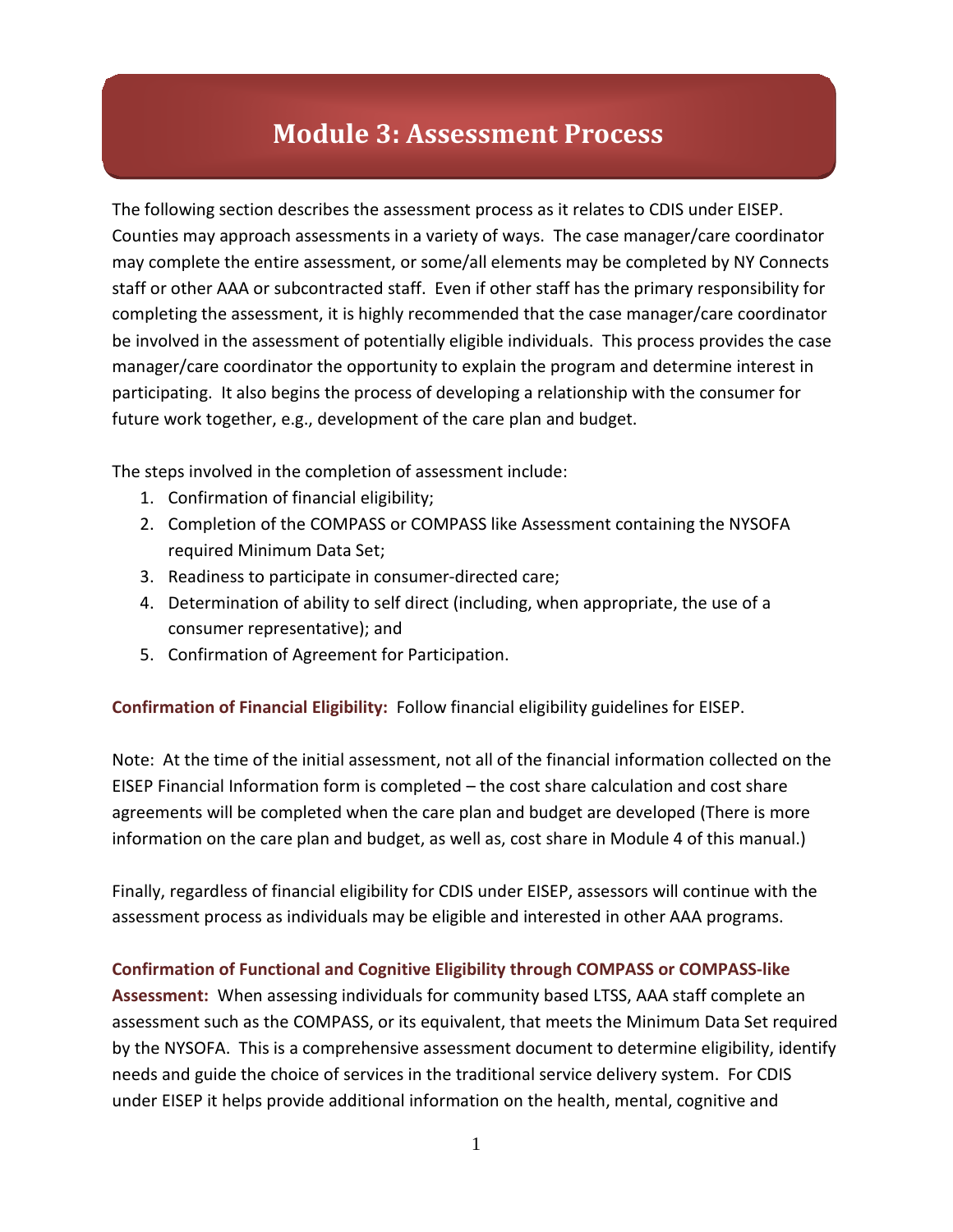# Module 3: Assessment Process

The following section describes the assessment process as it relates to CDIS under EISEP. Counties may approach assessments in a variety of ways. The case manager/care coordinator may complete the entire assessment, or some/all elements may be completed by NY Connects staff or other AAA or subcontracted staff. Even if other staff has the primary responsibility for completing the assessment, it is highly recommended that the case manager/care coordinator be involved in the assessment of potentially eligible individuals. This process provides the case manager/care coordinator the opportunity to explain the program and determine interest in participating. It also begins the process of developing a relationship with the consumer for future work together, e.g., development of the care plan and budget.

The steps involved in the completion of assessment include:

1. Confirmation of financial eligibility;
2. Completion of the COMPASS or COMPASS like Assessment containing the NYSOFA required Minimum Data Set;
3. Readiness to participate in consumer-directed care;
4. Determination of ability to self direct (including, when appropriate, the use of a consumer representative); and
5. Confirmation of Agreement for Participation.

**Confirmation of Financial Eligibility:** Follow financial eligibility guidelines for EISEP.

Note: At the time of the initial assessment, not all of the financial information collected on the EISEP Financial Information form is completed – the cost share calculation and cost share agreements will be completed when the care plan and budget are developed (There is more information on the care plan and budget, as well as, cost share in Module 4 of this manual.)

Finally, regardless of financial eligibility for CDIS under EISEP, assessors will continue with the assessment process as individuals may be eligible and interested in other AAA programs.

**Confirmation of Functional and Cognitive Eligibility through COMPASS or COMPASS-like Assessment:** When assessing individuals for community based LTSS, AAA staff complete an assessment such as the COMPASS, or its equivalent, that meets the Minimum Data Set required by the NYSOFA. This is a comprehensive assessment document to determine eligibility, identify needs and guide the choice of services in the traditional service delivery system. For CDIS under EISEP it helps provide additional information on the health, mental, cognitive and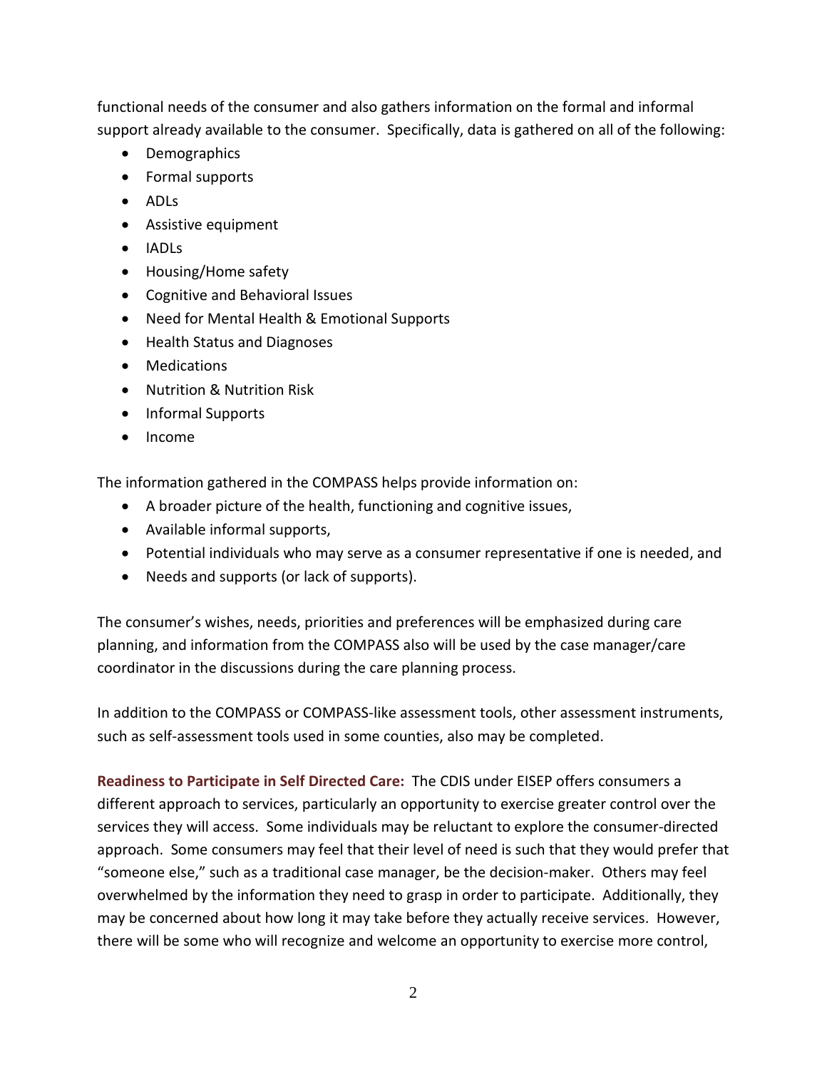functional needs of the consumer and also gathers information on the formal and informal support already available to the consumer. Specifically, data is gathered on all of the following:

- Demographics
- Formal supports
- ADLs
- Assistive equipment
- IADLs
- Housing/Home safety
- Cognitive and Behavioral Issues
- Need for Mental Health & Emotional Supports
- Health Status and Diagnoses
- Medications
- Nutrition & Nutrition Risk
- Informal Supports
- Income

The information gathered in the COMPASS helps provide information on:

- A broader picture of the health, functioning and cognitive issues,
- Available informal supports,
- Potential individuals who may serve as a consumer representative if one is needed, and
- Needs and supports (or lack of supports).

The consumer's wishes, needs, priorities and preferences will be emphasized during care planning, and information from the COMPASS also will be used by the case manager/care coordinator in the discussions during the care planning process.

In addition to the COMPASS or COMPASS-like assessment tools, other assessment instruments, such as self-assessment tools used in some counties, also may be completed.

**Readiness to Participate in Self Directed Care:** The CDIS under EISEP offers consumers a different approach to services, particularly an opportunity to exercise greater control over the services they will access. Some individuals may be reluctant to explore the consumer-directed approach. Some consumers may feel that their level of need is such that they would prefer that "someone else," such as a traditional case manager, be the decision-maker. Others may feel overwhelmed by the information they need to grasp in order to participate. Additionally, they may be concerned about how long it may take before they actually receive services. However, there will be some who will recognize and welcome an opportunity to exercise more control,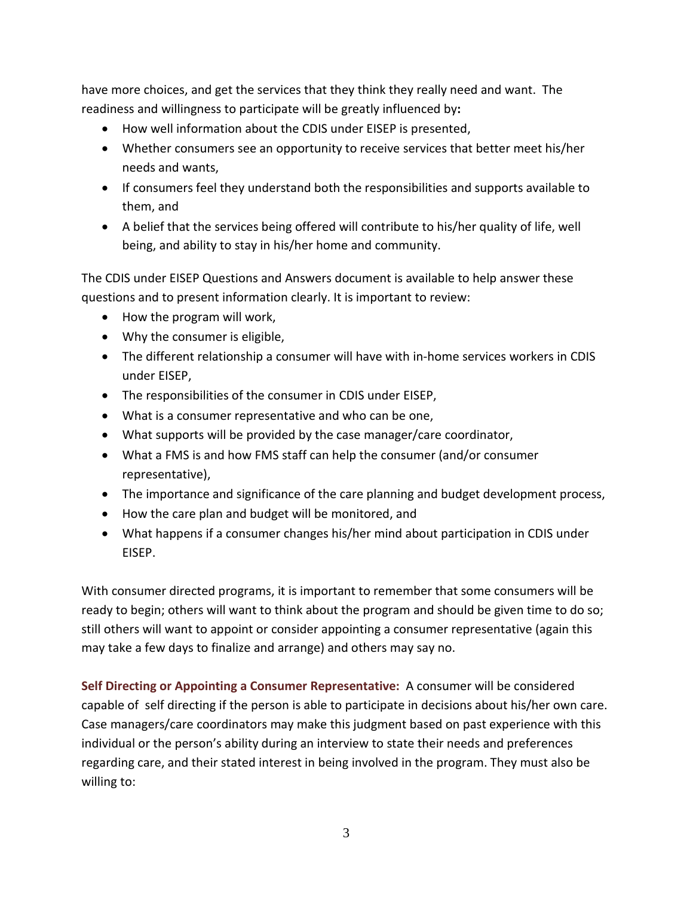have more choices, and get the services that they think they really need and want. The readiness and willingness to participate will be greatly influenced by**:**

- How well information about the CDIS under EISEP is presented,
- Whether consumers see an opportunity to receive services that better meet his/her needs and wants,
- If consumers feel they understand both the responsibilities and supports available to them, and
- A belief that the services being offered will contribute to his/her quality of life, well being, and ability to stay in his/her home and community.

The CDIS under EISEP Questions and Answers document is available to help answer these questions and to present information clearly. It is important to review:

- How the program will work,
- Why the consumer is eligible,
- The different relationship a consumer will have with in-home services workers in CDIS under EISEP,
- The responsibilities of the consumer in CDIS under EISEP,
- What is a consumer representative and who can be one,
- What supports will be provided by the case manager/care coordinator,
- What a FMS is and how FMS staff can help the consumer (and/or consumer representative),
- The importance and significance of the care planning and budget development process,
- How the care plan and budget will be monitored, and
- What happens if a consumer changes his/her mind about participation in CDIS under EISEP.

With consumer directed programs, it is important to remember that some consumers will be ready to begin; others will want to think about the program and should be given time to do so; still others will want to appoint or consider appointing a consumer representative (again this may take a few days to finalize and arrange) and others may say no.

**Self Directing or Appointing a Consumer Representative:** A consumer will be considered capable of self directing if the person is able to participate in decisions about his/her own care. Case managers/care coordinators may make this judgment based on past experience with this individual or the person's ability during an interview to state their needs and preferences regarding care, and their stated interest in being involved in the program. They must also be willing to: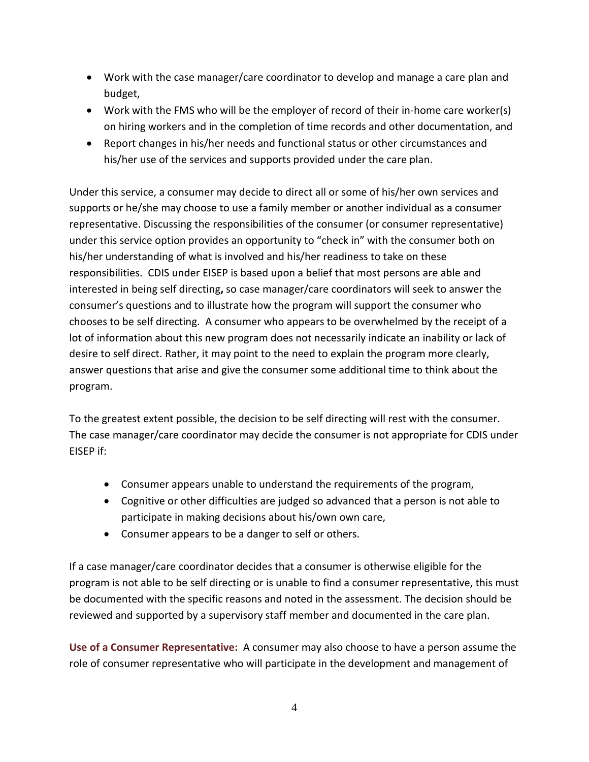- Work with the case manager/care coordinator to develop and manage a care plan and budget,
- Work with the FMS who will be the employer of record of their in-home care worker(s) on hiring workers and in the completion of time records and other documentation, and
- Report changes in his/her needs and functional status or other circumstances and his/her use of the services and supports provided under the care plan.

Under this service, a consumer may decide to direct all or some of his/her own services and supports or he/she may choose to use a family member or another individual as a consumer representative. Discussing the responsibilities of the consumer (or consumer representative) under this service option provides an opportunity to "check in" with the consumer both on his/her understanding of what is involved and his/her readiness to take on these responsibilities. CDIS under EISEP is based upon a belief that most persons are able and interested in being self directing**,** so case manager/care coordinators will seek to answer the consumer's questions and to illustrate how the program will support the consumer who chooses to be self directing. A consumer who appears to be overwhelmed by the receipt of a lot of information about this new program does not necessarily indicate an inability or lack of desire to self direct. Rather, it may point to the need to explain the program more clearly, answer questions that arise and give the consumer some additional time to think about the program.

To the greatest extent possible, the decision to be self directing will rest with the consumer. The case manager/care coordinator may decide the consumer is not appropriate for CDIS under EISEP if:

- Consumer appears unable to understand the requirements of the program,
- Cognitive or other difficulties are judged so advanced that a person is not able to participate in making decisions about his/own own care,
- Consumer appears to be a danger to self or others.

If a case manager/care coordinator decides that a consumer is otherwise eligible for the program is not able to be self directing or is unable to find a consumer representative, this must be documented with the specific reasons and noted in the assessment. The decision should be reviewed and supported by a supervisory staff member and documented in the care plan.

**Use of a Consumer Representative:** A consumer may also choose to have a person assume the role of consumer representative who will participate in the development and management of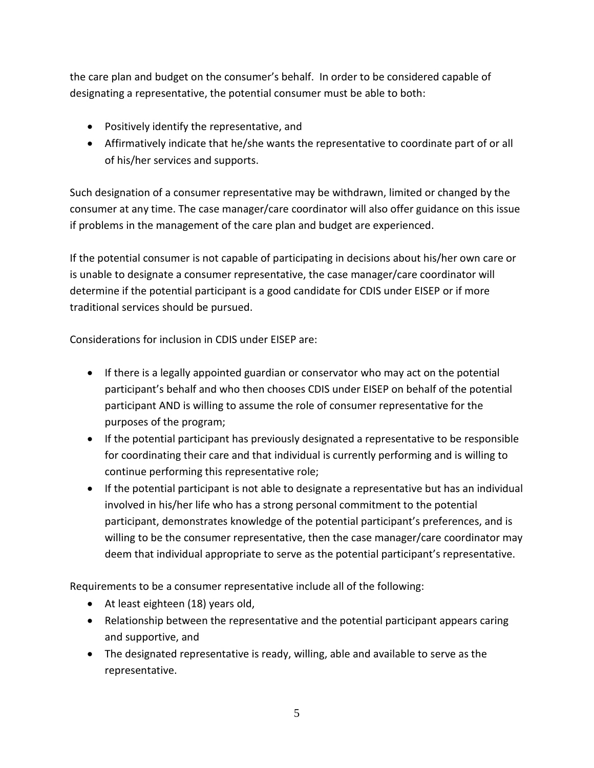the care plan and budget on the consumer's behalf. In order to be considered capable of designating a representative, the potential consumer must be able to both:

- Positively identify the representative, and
- Affirmatively indicate that he/she wants the representative to coordinate part of or all of his/her services and supports.

Such designation of a consumer representative may be withdrawn, limited or changed by the consumer at any time. The case manager/care coordinator will also offer guidance on this issue if problems in the management of the care plan and budget are experienced.

If the potential consumer is not capable of participating in decisions about his/her own care or is unable to designate a consumer representative, the case manager/care coordinator will determine if the potential participant is a good candidate for CDIS under EISEP or if more traditional services should be pursued.

Considerations for inclusion in CDIS under EISEP are:

- If there is a legally appointed guardian or conservator who may act on the potential participant's behalf and who then chooses CDIS under EISEP on behalf of the potential participant AND is willing to assume the role of consumer representative for the purposes of the program;
- If the potential participant has previously designated a representative to be responsible for coordinating their care and that individual is currently performing and is willing to continue performing this representative role;
- If the potential participant is not able to designate a representative but has an individual involved in his/her life who has a strong personal commitment to the potential participant, demonstrates knowledge of the potential participant's preferences, and is willing to be the consumer representative, then the case manager/care coordinator may deem that individual appropriate to serve as the potential participant's representative.

Requirements to be a consumer representative include all of the following:

- At least eighteen (18) years old,
- Relationship between the representative and the potential participant appears caring and supportive, and
- The designated representative is ready, willing, able and available to serve as the representative.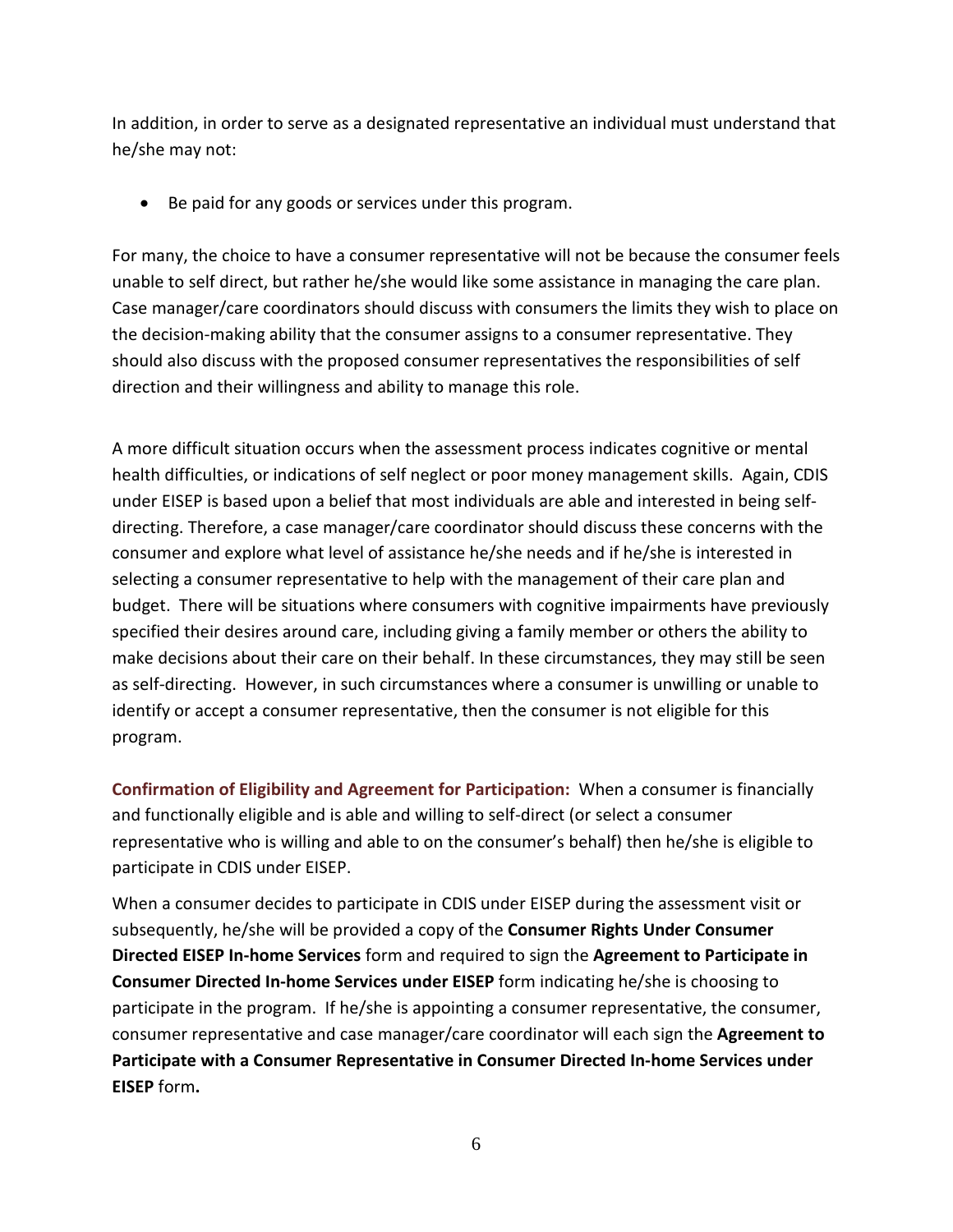In addition, in order to serve as a designated representative an individual must understand that he/she may not:

- Be paid for any goods or services under this program.

For many, the choice to have a consumer representative will not be because the consumer feels unable to self direct, but rather he/she would like some assistance in managing the care plan. Case manager/care coordinators should discuss with consumers the limits they wish to place on the decision-making ability that the consumer assigns to a consumer representative. They should also discuss with the proposed consumer representatives the responsibilities of self direction and their willingness and ability to manage this role.

A more difficult situation occurs when the assessment process indicates cognitive or mental health difficulties, or indications of self neglect or poor money management skills. Again, CDIS under EISEP is based upon a belief that most individuals are able and interested in being self-directing. Therefore, a case manager/care coordinator should discuss these concerns with the consumer and explore what level of assistance he/she needs and if he/she is interested in selecting a consumer representative to help with the management of their care plan and budget. There will be situations where consumers with cognitive impairments have previously specified their desires around care, including giving a family member or others the ability to make decisions about their care on their behalf. In these circumstances, they may still be seen as self-directing. However, in such circumstances where a consumer is unwilling or unable to identify or accept a consumer representative, then the consumer is not eligible for this program.

**Confirmation of Eligibility and Agreement for Participation:** When a consumer is financially and functionally eligible and is able and willing to self-direct (or select a consumer representative who is willing and able to on the consumer's behalf) then he/she is eligible to participate in CDIS under EISEP.

When a consumer decides to participate in CDIS under EISEP during the assessment visit or subsequently, he/she will be provided a copy of the **Consumer Rights Under Consumer Directed EISEP In-home Services** form and required to sign the **Agreement to Participate in Consumer Directed In-home Services under EISEP** form indicating he/she is choosing to participate in the program. If he/she is appointing a consumer representative, the consumer, consumer representative and case manager/care coordinator will each sign the **Agreement to Participate with a Consumer Representative in Consumer Directed In-home Services under EISEP** form**.**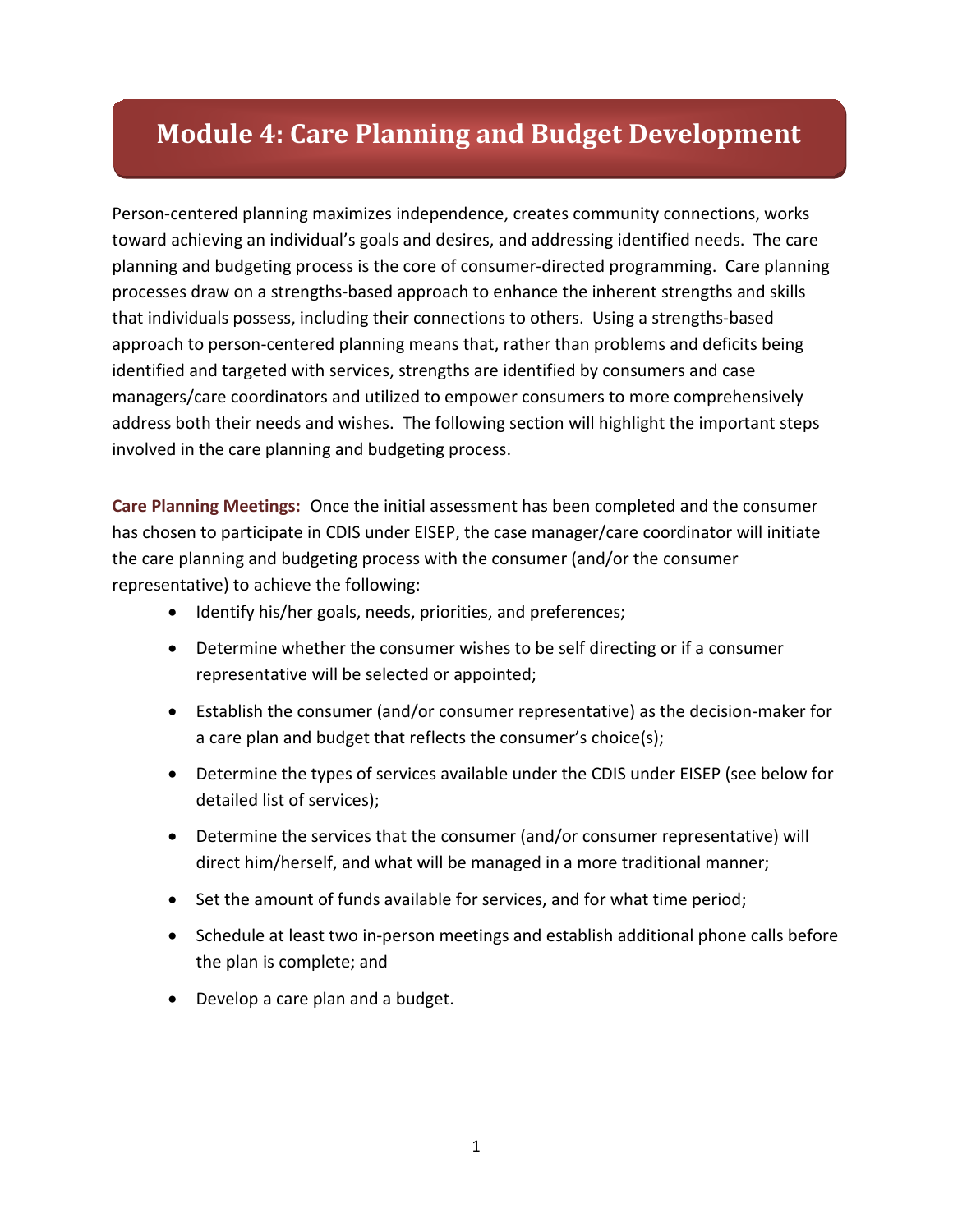# Module 4: Care Planning and Budget Development

Person-centered planning maximizes independence, creates community connections, works toward achieving an individual's goals and desires, and addressing identified needs. The care planning and budgeting process is the core of consumer-directed programming. Care planning processes draw on a strengths-based approach to enhance the inherent strengths and skills that individuals possess, including their connections to others. Using a strengths-based approach to person-centered planning means that, rather than problems and deficits being identified and targeted with services, strengths are identified by consumers and case managers/care coordinators and utilized to empower consumers to more comprehensively address both their needs and wishes. The following section will highlight the important steps involved in the care planning and budgeting process.

**Care Planning Meetings:** Once the initial assessment has been completed and the consumer has chosen to participate in CDIS under EISEP, the case manager/care coordinator will initiate the care planning and budgeting process with the consumer (and/or the consumer representative) to achieve the following:

- Identify his/her goals, needs, priorities, and preferences;
- Determine whether the consumer wishes to be self directing or if a consumer representative will be selected or appointed;
- Establish the consumer (and/or consumer representative) as the decision-maker for a care plan and budget that reflects the consumer's choice(s);
- Determine the types of services available under the CDIS under EISEP (see below for detailed list of services);
- Determine the services that the consumer (and/or consumer representative) will direct him/herself, and what will be managed in a more traditional manner;
- Set the amount of funds available for services, and for what time period;
- Schedule at least two in-person meetings and establish additional phone calls before the plan is complete; and
- Develop a care plan and a budget.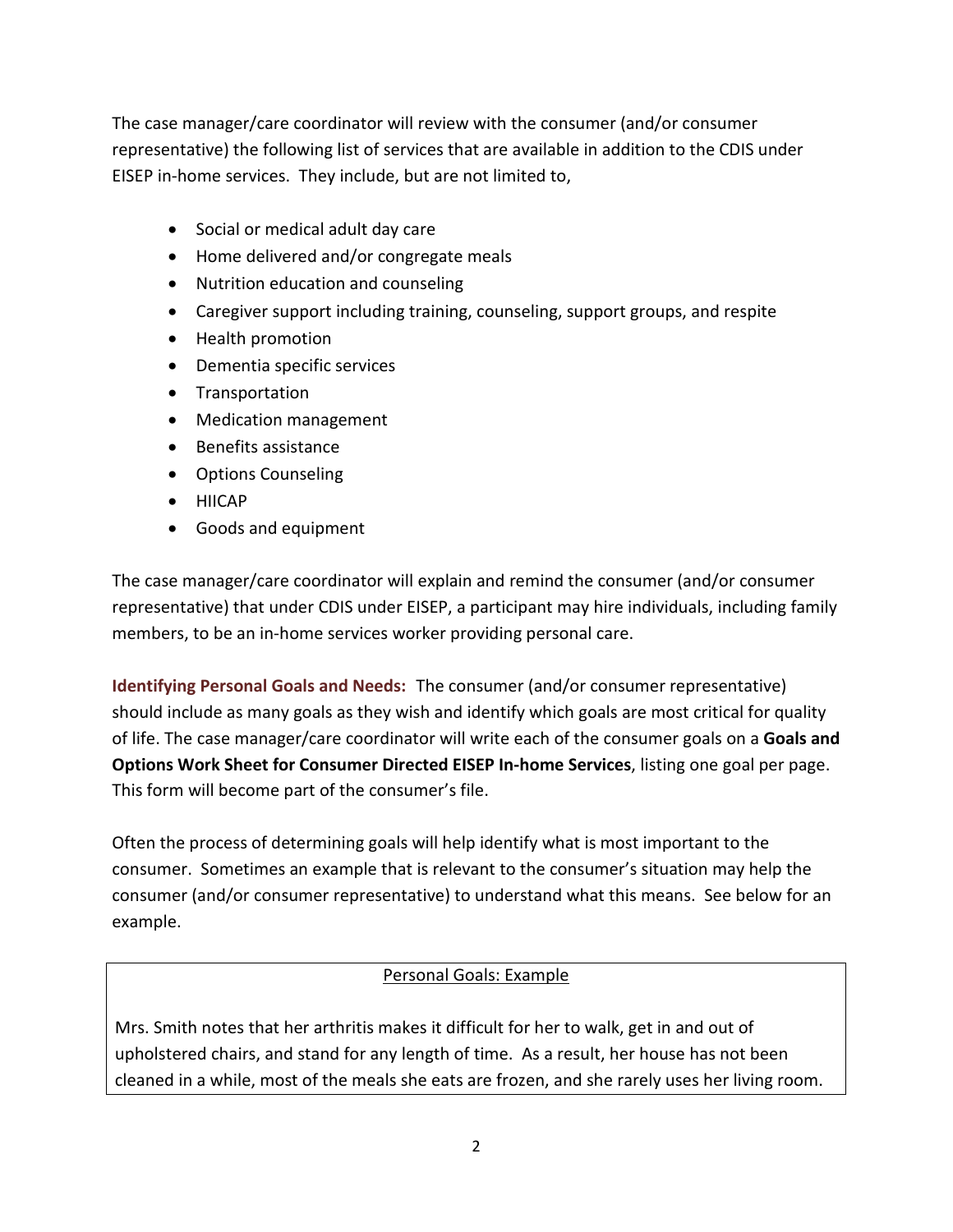The case manager/care coordinator will review with the consumer (and/or consumer representative) the following list of services that are available in addition to the CDIS under EISEP in-home services. They include, but are not limited to,

- Social or medical adult day care
- Home delivered and/or congregate meals
- Nutrition education and counseling
- Caregiver support including training, counseling, support groups, and respite
- Health promotion
- Dementia specific services
- Transportation
- Medication management
- Benefits assistance
- Options Counseling
- HIICAP
- Goods and equipment

The case manager/care coordinator will explain and remind the consumer (and/or consumer representative) that under CDIS under EISEP, a participant may hire individuals, including family members, to be an in-home services worker providing personal care.

**Identifying Personal Goals and Needs:** The consumer (and/or consumer representative) should include as many goals as they wish and identify which goals are most critical for quality of life. The case manager/care coordinator will write each of the consumer goals on a **Goals and Options Work Sheet for Consumer Directed EISEP In-home Services**, listing one goal per page. This form will become part of the consumer's file.

Often the process of determining goals will help identify what is most important to the consumer. Sometimes an example that is relevant to the consumer's situation may help the consumer (and/or consumer representative) to understand what this means. See below for an example.

Personal Goals: Example

Mrs. Smith notes that her arthritis makes it difficult for her to walk, get in and out of upholstered chairs, and stand for any length of time. As a result, her house has not been cleaned in a while, most of the meals she eats are frozen, and she rarely uses her living room.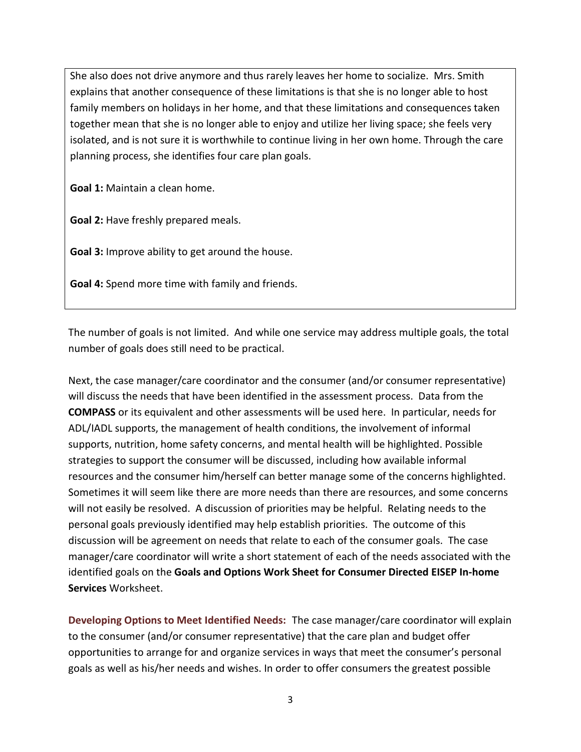She also does not drive anymore and thus rarely leaves her home to socialize. Mrs. Smith explains that another consequence of these limitations is that she is no longer able to host family members on holidays in her home, and that these limitations and consequences taken together mean that she is no longer able to enjoy and utilize her living space; she feels very isolated, and is not sure it is worthwhile to continue living in her own home. Through the care planning process, she identifies four care plan goals.

**Goal 1:** Maintain a clean home.

**Goal 2:** Have freshly prepared meals.

**Goal 3:** Improve ability to get around the house.

**Goal 4:** Spend more time with family and friends.

The number of goals is not limited. And while one service may address multiple goals, the total number of goals does still need to be practical.

Next, the case manager/care coordinator and the consumer (and/or consumer representative) will discuss the needs that have been identified in the assessment process. Data from the **COMPASS** or its equivalent and other assessments will be used here. In particular, needs for ADL/IADL supports, the management of health conditions, the involvement of informal supports, nutrition, home safety concerns, and mental health will be highlighted. Possible strategies to support the consumer will be discussed, including how available informal resources and the consumer him/herself can better manage some of the concerns highlighted. Sometimes it will seem like there are more needs than there are resources, and some concerns will not easily be resolved. A discussion of priorities may be helpful. Relating needs to the personal goals previously identified may help establish priorities. The outcome of this discussion will be agreement on needs that relate to each of the consumer goals. The case manager/care coordinator will write a short statement of each of the needs associated with the identified goals on the **Goals and Options Work Sheet for Consumer Directed EISEP In-home Services** Worksheet.

**Developing Options to Meet Identified Needs:** The case manager/care coordinator will explain to the consumer (and/or consumer representative) that the care plan and budget offer opportunities to arrange for and organize services in ways that meet the consumer's personal goals as well as his/her needs and wishes. In order to offer consumers the greatest possible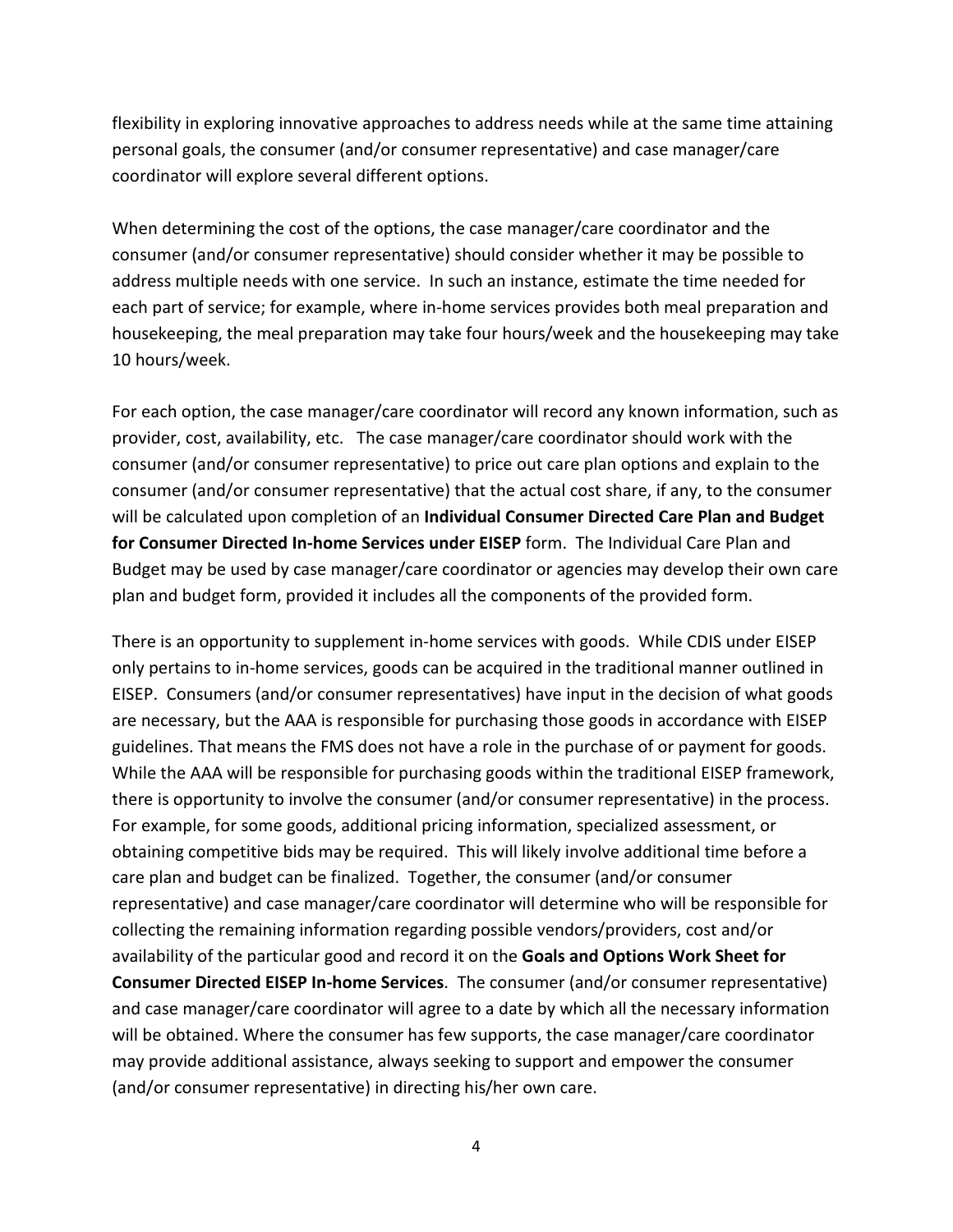flexibility in exploring innovative approaches to address needs while at the same time attaining personal goals, the consumer (and/or consumer representative) and case manager/care coordinator will explore several different options.

When determining the cost of the options, the case manager/care coordinator and the consumer (and/or consumer representative) should consider whether it may be possible to address multiple needs with one service. In such an instance, estimate the time needed for each part of service; for example, where in-home services provides both meal preparation and housekeeping, the meal preparation may take four hours/week and the housekeeping may take 10 hours/week.

For each option, the case manager/care coordinator will record any known information, such as provider, cost, availability, etc. The case manager/care coordinator should work with the consumer (and/or consumer representative) to price out care plan options and explain to the consumer (and/or consumer representative) that the actual cost share, if any, to the consumer will be calculated upon completion of an **Individual Consumer Directed Care Plan and Budget for Consumer Directed In-home Services under EISEP** form. The Individual Care Plan and Budget may be used by case manager/care coordinator or agencies may develop their own care plan and budget form, provided it includes all the components of the provided form.

There is an opportunity to supplement in-home services with goods. While CDIS under EISEP only pertains to in-home services, goods can be acquired in the traditional manner outlined in EISEP. Consumers (and/or consumer representatives) have input in the decision of what goods are necessary, but the AAA is responsible for purchasing those goods in accordance with EISEP guidelines. That means the FMS does not have a role in the purchase of or payment for goods. While the AAA will be responsible for purchasing goods within the traditional EISEP framework, there is opportunity to involve the consumer (and/or consumer representative) in the process. For example, for some goods, additional pricing information, specialized assessment, or obtaining competitive bids may be required. This will likely involve additional time before a care plan and budget can be finalized. Together, the consumer (and/or consumer representative) and case manager/care coordinator will determine who will be responsible for collecting the remaining information regarding possible vendors/providers, cost and/or availability of the particular good and record it on the **Goals and Options Work Sheet for Consumer Directed EISEP In-home Services**. The consumer (and/or consumer representative) and case manager/care coordinator will agree to a date by which all the necessary information will be obtained. Where the consumer has few supports, the case manager/care coordinator may provide additional assistance, always seeking to support and empower the consumer (and/or consumer representative) in directing his/her own care.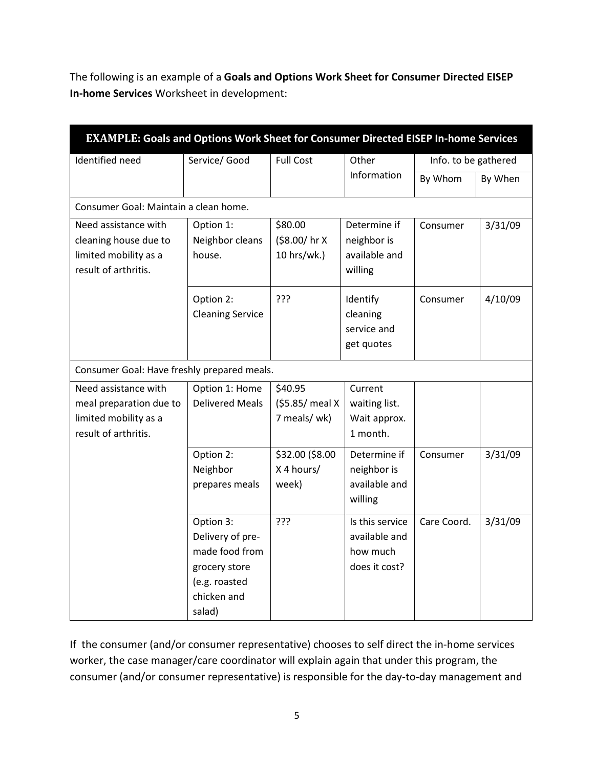The following is an example of a **Goals and Options Work Sheet for Consumer Directed EISEP In-home Services** Worksheet in development:

| **EXAMPLE: Goals and Options Work Sheet for Consumer Directed EISEP In-home Services** | | | | | |
|---|---|---|---|---|---|
| Identified need | Service/ Good | Full Cost | Other Information | Info. to be gathered | |
| | | | | By Whom | By When |
| Consumer Goal: Maintain a clean home. | | | | | |
| Need assistance with cleaning house due to limited mobility as a result of arthritis. | Option 1: Neighbor cleans house. | $80.00 ($8.00/ hr X 10 hrs/wk.) | Determine if neighbor is available and willing | Consumer | 3/31/09 |
| | Option 2: Cleaning Service | ??? | Identify cleaning service and get quotes | Consumer | 4/10/09 |
| Consumer Goal: Have freshly prepared meals. | | | | | |
| Need assistance with meal preparation due to limited mobility as a result of arthritis. | Option 1: Home Delivered Meals | $40.95 ($5.85/ meal X 7 meals/ wk) | Current waiting list. Wait approx. 1 month. | | |
| | Option 2: Neighbor prepares meals | $32.00 ($8.00 X 4 hours/ week) | Determine if neighbor is available and willing | Consumer | 3/31/09 |
| | Option 3: Delivery of pre-made food from grocery store (e.g. roasted chicken and salad) | ??? | Is this service available and how much does it cost? | Care Coord. | 3/31/09 |

If the consumer (and/or consumer representative) chooses to self direct the in-home services worker, the case manager/care coordinator will explain again that under this program, the consumer (and/or consumer representative) is responsible for the day-to-day management and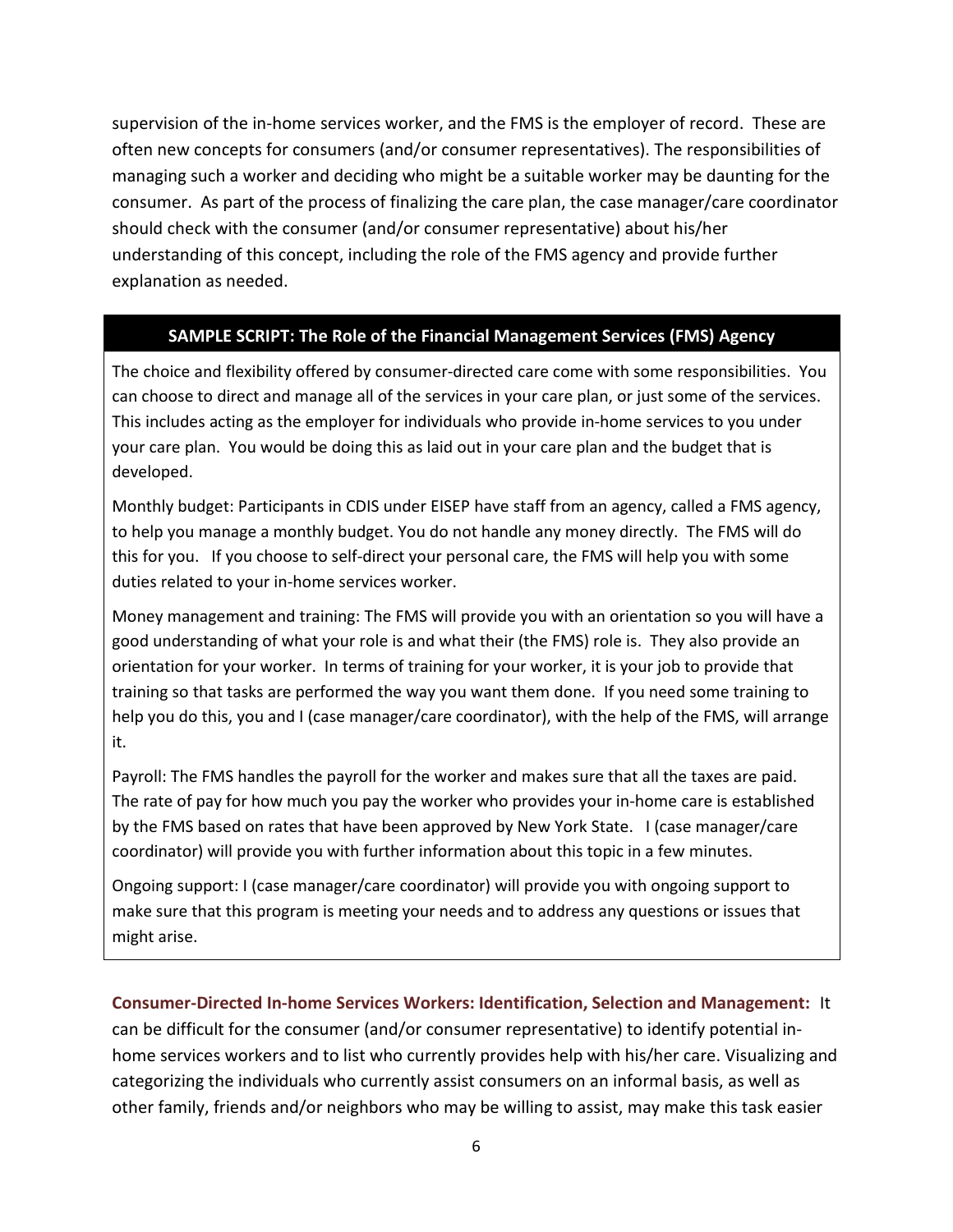supervision of the in-home services worker, and the FMS is the employer of record. These are often new concepts for consumers (and/or consumer representatives). The responsibilities of managing such a worker and deciding who might be a suitable worker may be daunting for the consumer. As part of the process of finalizing the care plan, the case manager/care coordinator should check with the consumer (and/or consumer representative) about his/her understanding of this concept, including the role of the FMS agency and provide further explanation as needed.

**SAMPLE SCRIPT: The Role of the Financial Management Services (FMS) Agency**

The choice and flexibility offered by consumer-directed care come with some responsibilities. You can choose to direct and manage all of the services in your care plan, or just some of the services. This includes acting as the employer for individuals who provide in-home services to you under your care plan. You would be doing this as laid out in your care plan and the budget that is developed.

Monthly budget: Participants in CDIS under EISEP have staff from an agency, called a FMS agency, to help you manage a monthly budget. You do not handle any money directly. The FMS will do this for you. If you choose to self-direct your personal care, the FMS will help you with some duties related to your in-home services worker.

Money management and training: The FMS will provide you with an orientation so you will have a good understanding of what your role is and what their (the FMS) role is. They also provide an orientation for your worker. In terms of training for your worker, it is your job to provide that training so that tasks are performed the way you want them done. If you need some training to help you do this, you and I (case manager/care coordinator), with the help of the FMS, will arrange it.

Payroll: The FMS handles the payroll for the worker and makes sure that all the taxes are paid. The rate of pay for how much you pay the worker who provides your in-home care is established by the FMS based on rates that have been approved by New York State. I (case manager/care coordinator) will provide you with further information about this topic in a few minutes.

Ongoing support: I (case manager/care coordinator) will provide you with ongoing support to make sure that this program is meeting your needs and to address any questions or issues that might arise.

**Consumer-Directed In-home Services Workers: Identification, Selection and Management:** It can be difficult for the consumer (and/or consumer representative) to identify potential in-home services workers and to list who currently provides help with his/her care. Visualizing and categorizing the individuals who currently assist consumers on an informal basis, as well as other family, friends and/or neighbors who may be willing to assist, may make this task easier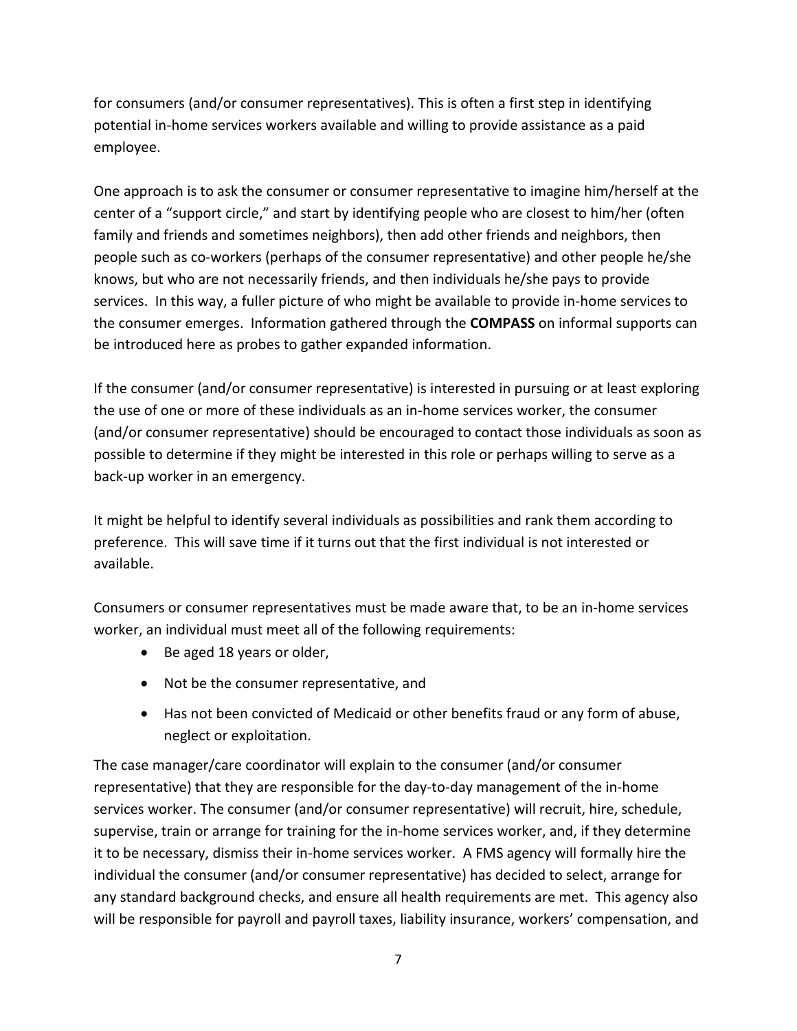for consumers (and/or consumer representatives). This is often a first step in identifying potential in-home services workers available and willing to provide assistance as a paid employee.

One approach is to ask the consumer or consumer representative to imagine him/herself at the center of a "support circle," and start by identifying people who are closest to him/her (often family and friends and sometimes neighbors), then add other friends and neighbors, then people such as co-workers (perhaps of the consumer representative) and other people he/she knows, but who are not necessarily friends, and then individuals he/she pays to provide services. In this way, a fuller picture of who might be available to provide in-home services to the consumer emerges. Information gathered through the **COMPASS** on informal supports can be introduced here as probes to gather expanded information.

If the consumer (and/or consumer representative) is interested in pursuing or at least exploring the use of one or more of these individuals as an in-home services worker, the consumer (and/or consumer representative) should be encouraged to contact those individuals as soon as possible to determine if they might be interested in this role or perhaps willing to serve as a back-up worker in an emergency.

It might be helpful to identify several individuals as possibilities and rank them according to preference. This will save time if it turns out that the first individual is not interested or available.

Consumers or consumer representatives must be made aware that, to be an in-home services worker, an individual must meet all of the following requirements:

- Be aged 18 years or older,
- Not be the consumer representative, and
- Has not been convicted of Medicaid or other benefits fraud or any form of abuse, neglect or exploitation.

The case manager/care coordinator will explain to the consumer (and/or consumer representative) that they are responsible for the day-to-day management of the in-home services worker. The consumer (and/or consumer representative) will recruit, hire, schedule, supervise, train or arrange for training for the in-home services worker, and, if they determine it to be necessary, dismiss their in-home services worker. A FMS agency will formally hire the individual the consumer (and/or consumer representative) has decided to select, arrange for any standard background checks, and ensure all health requirements are met. This agency also will be responsible for payroll and payroll taxes, liability insurance, workers' compensation, and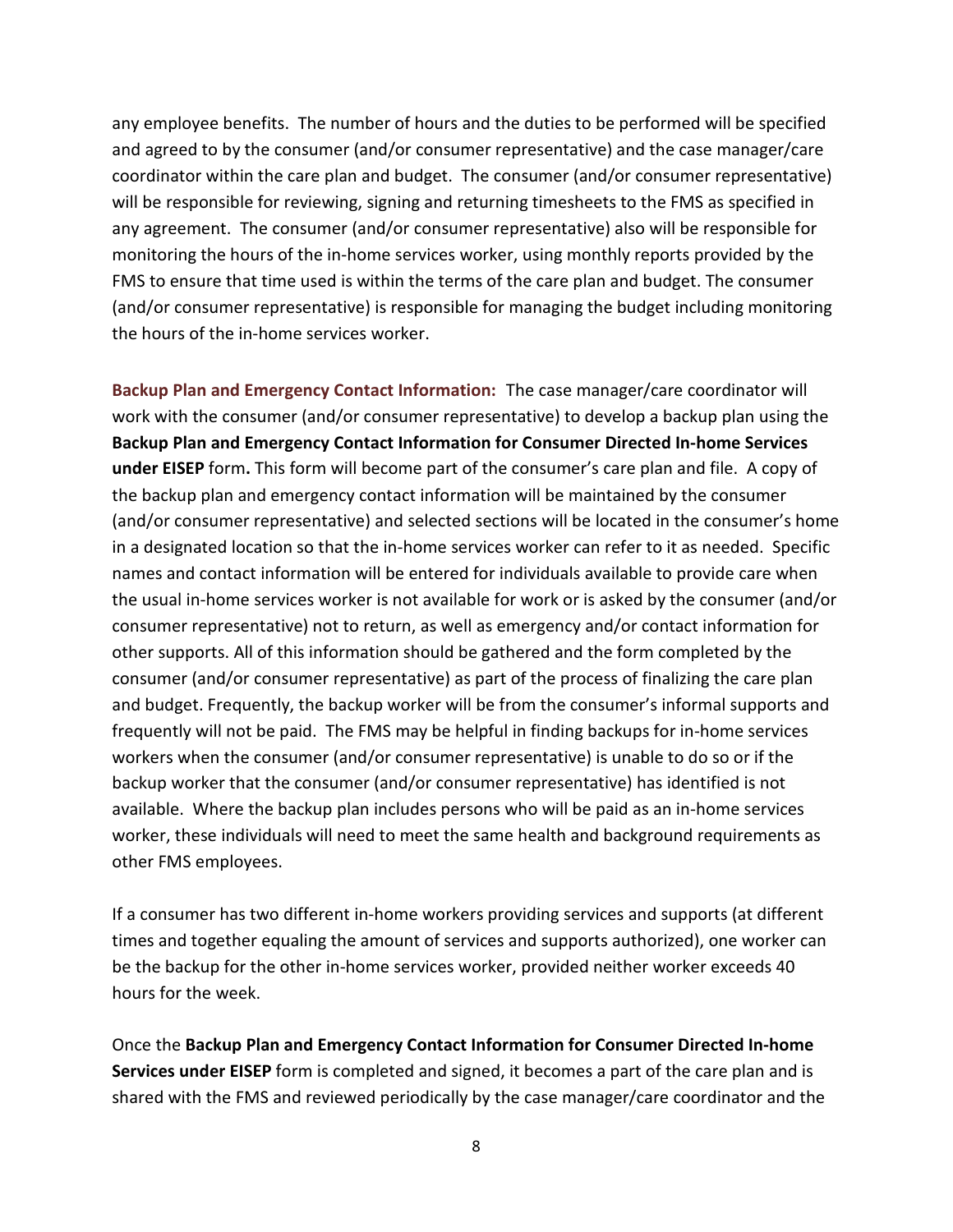any employee benefits. The number of hours and the duties to be performed will be specified and agreed to by the consumer (and/or consumer representative) and the case manager/care coordinator within the care plan and budget. The consumer (and/or consumer representative) will be responsible for reviewing, signing and returning timesheets to the FMS as specified in any agreement. The consumer (and/or consumer representative) also will be responsible for monitoring the hours of the in-home services worker, using monthly reports provided by the FMS to ensure that time used is within the terms of the care plan and budget. The consumer (and/or consumer representative) is responsible for managing the budget including monitoring the hours of the in-home services worker.

**Backup Plan and Emergency Contact Information:** The case manager/care coordinator will work with the consumer (and/or consumer representative) to develop a backup plan using the **Backup Plan and Emergency Contact Information for Consumer Directed In-home Services under EISEP** form**.** This form will become part of the consumer's care plan and file. A copy of the backup plan and emergency contact information will be maintained by the consumer (and/or consumer representative) and selected sections will be located in the consumer's home in a designated location so that the in-home services worker can refer to it as needed. Specific names and contact information will be entered for individuals available to provide care when the usual in-home services worker is not available for work or is asked by the consumer (and/or consumer representative) not to return, as well as emergency and/or contact information for other supports. All of this information should be gathered and the form completed by the consumer (and/or consumer representative) as part of the process of finalizing the care plan and budget. Frequently, the backup worker will be from the consumer's informal supports and frequently will not be paid. The FMS may be helpful in finding backups for in-home services workers when the consumer (and/or consumer representative) is unable to do so or if the backup worker that the consumer (and/or consumer representative) has identified is not available. Where the backup plan includes persons who will be paid as an in-home services worker, these individuals will need to meet the same health and background requirements as other FMS employees.

If a consumer has two different in-home workers providing services and supports (at different times and together equaling the amount of services and supports authorized), one worker can be the backup for the other in-home services worker, provided neither worker exceeds 40 hours for the week.

Once the **Backup Plan and Emergency Contact Information for Consumer Directed In-home Services under EISEP** form is completed and signed, it becomes a part of the care plan and is shared with the FMS and reviewed periodically by the case manager/care coordinator and the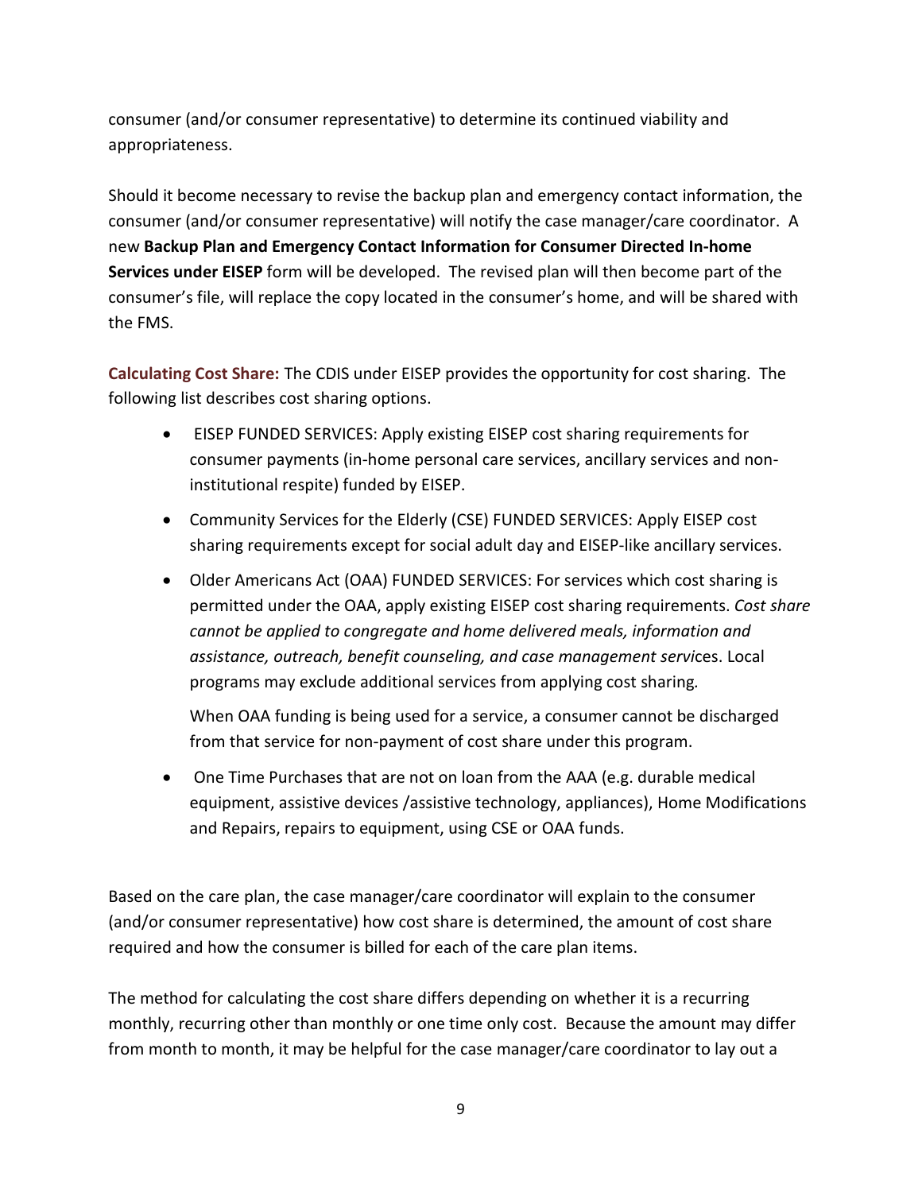consumer (and/or consumer representative) to determine its continued viability and appropriateness.

Should it become necessary to revise the backup plan and emergency contact information, the consumer (and/or consumer representative) will notify the case manager/care coordinator. A new **Backup Plan and Emergency Contact Information for Consumer Directed In-home Services under EISEP** form will be developed. The revised plan will then become part of the consumer's file, will replace the copy located in the consumer's home, and will be shared with the FMS.

**Calculating Cost Share:** The CDIS under EISEP provides the opportunity for cost sharing. The following list describes cost sharing options.

- EISEP FUNDED SERVICES: Apply existing EISEP cost sharing requirements for consumer payments (in-home personal care services, ancillary services and non-institutional respite) funded by EISEP.
- Community Services for the Elderly (CSE) FUNDED SERVICES: Apply EISEP cost sharing requirements except for social adult day and EISEP-like ancillary services.
- Older Americans Act (OAA) FUNDED SERVICES: For services which cost sharing is permitted under the OAA, apply existing EISEP cost sharing requirements. *Cost share cannot be applied to congregate and home delivered meals, information and assistance, outreach, benefit counseling, and case management serv*ices. Local programs may exclude additional services from applying cost sharing.

  When OAA funding is being used for a service, a consumer cannot be discharged from that service for non-payment of cost share under this program.
- One Time Purchases that are not on loan from the AAA (e.g. durable medical equipment, assistive devices /assistive technology, appliances), Home Modifications and Repairs, repairs to equipment, using CSE or OAA funds.

Based on the care plan, the case manager/care coordinator will explain to the consumer (and/or consumer representative) how cost share is determined, the amount of cost share required and how the consumer is billed for each of the care plan items.

The method for calculating the cost share differs depending on whether it is a recurring monthly, recurring other than monthly or one time only cost. Because the amount may differ from month to month, it may be helpful for the case manager/care coordinator to lay out a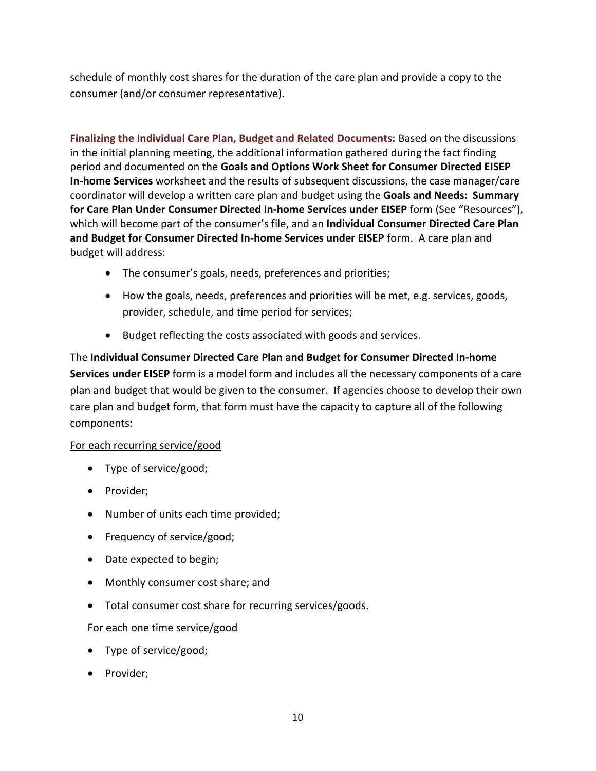schedule of monthly cost shares for the duration of the care plan and provide a copy to the consumer (and/or consumer representative).

**Finalizing the Individual Care Plan, Budget and Related Documents:** Based on the discussions in the initial planning meeting, the additional information gathered during the fact finding period and documented on the **Goals and Options Work Sheet for Consumer Directed EISEP In-home Services** worksheet and the results of subsequent discussions, the case manager/care coordinator will develop a written care plan and budget using the **Goals and Needs: Summary for Care Plan Under Consumer Directed In-home Services under EISEP** form (See "Resources"), which will become part of the consumer's file, and an **Individual Consumer Directed Care Plan and Budget for Consumer Directed In-home Services under EISEP** form. A care plan and budget will address:

- The consumer's goals, needs, preferences and priorities;
- How the goals, needs, preferences and priorities will be met, e.g. services, goods, provider, schedule, and time period for services;
- Budget reflecting the costs associated with goods and services.

The **Individual Consumer Directed Care Plan and Budget for Consumer Directed In-home Services under EISEP** form is a model form and includes all the necessary components of a care plan and budget that would be given to the consumer. If agencies choose to develop their own care plan and budget form, that form must have the capacity to capture all of the following components:

<u>For each recurring service/good</u>

- Type of service/good;
- Provider;
- Number of units each time provided;
- Frequency of service/good;
- Date expected to begin;
- Monthly consumer cost share; and
- Total consumer cost share for recurring services/goods.

<u>For each one time service/good</u>

- Type of service/good;
- Provider;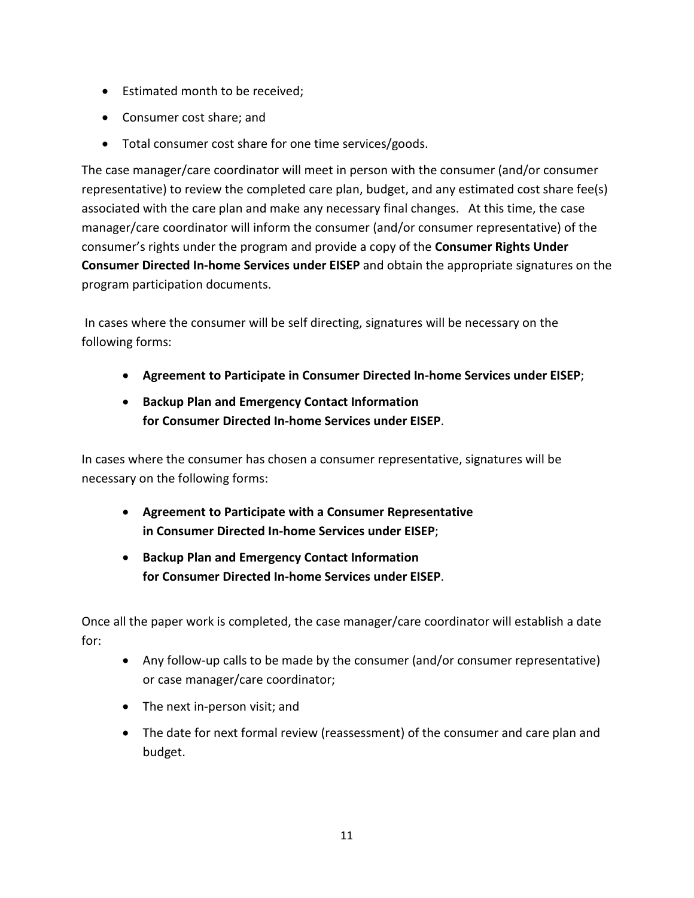- Estimated month to be received;
- Consumer cost share; and
- Total consumer cost share for one time services/goods.

The case manager/care coordinator will meet in person with the consumer (and/or consumer representative) to review the completed care plan, budget, and any estimated cost share fee(s) associated with the care plan and make any necessary final changes. At this time, the case manager/care coordinator will inform the consumer (and/or consumer representative) of the consumer's rights under the program and provide a copy of the **Consumer Rights Under Consumer Directed In-home Services under EISEP** and obtain the appropriate signatures on the program participation documents.

In cases where the consumer will be self directing, signatures will be necessary on the following forms:

- **Agreement to Participate in Consumer Directed In-home Services under EISEP**;
- **Backup Plan and Emergency Contact Information for Consumer Directed In-home Services under EISEP**.

In cases where the consumer has chosen a consumer representative, signatures will be necessary on the following forms:

- **Agreement to Participate with a Consumer Representative in Consumer Directed In-home Services under EISEP**;
- **Backup Plan and Emergency Contact Information for Consumer Directed In-home Services under EISEP**.

Once all the paper work is completed, the case manager/care coordinator will establish a date for:

- Any follow-up calls to be made by the consumer (and/or consumer representative) or case manager/care coordinator;
- The next in-person visit; and
- The date for next formal review (reassessment) of the consumer and care plan and budget.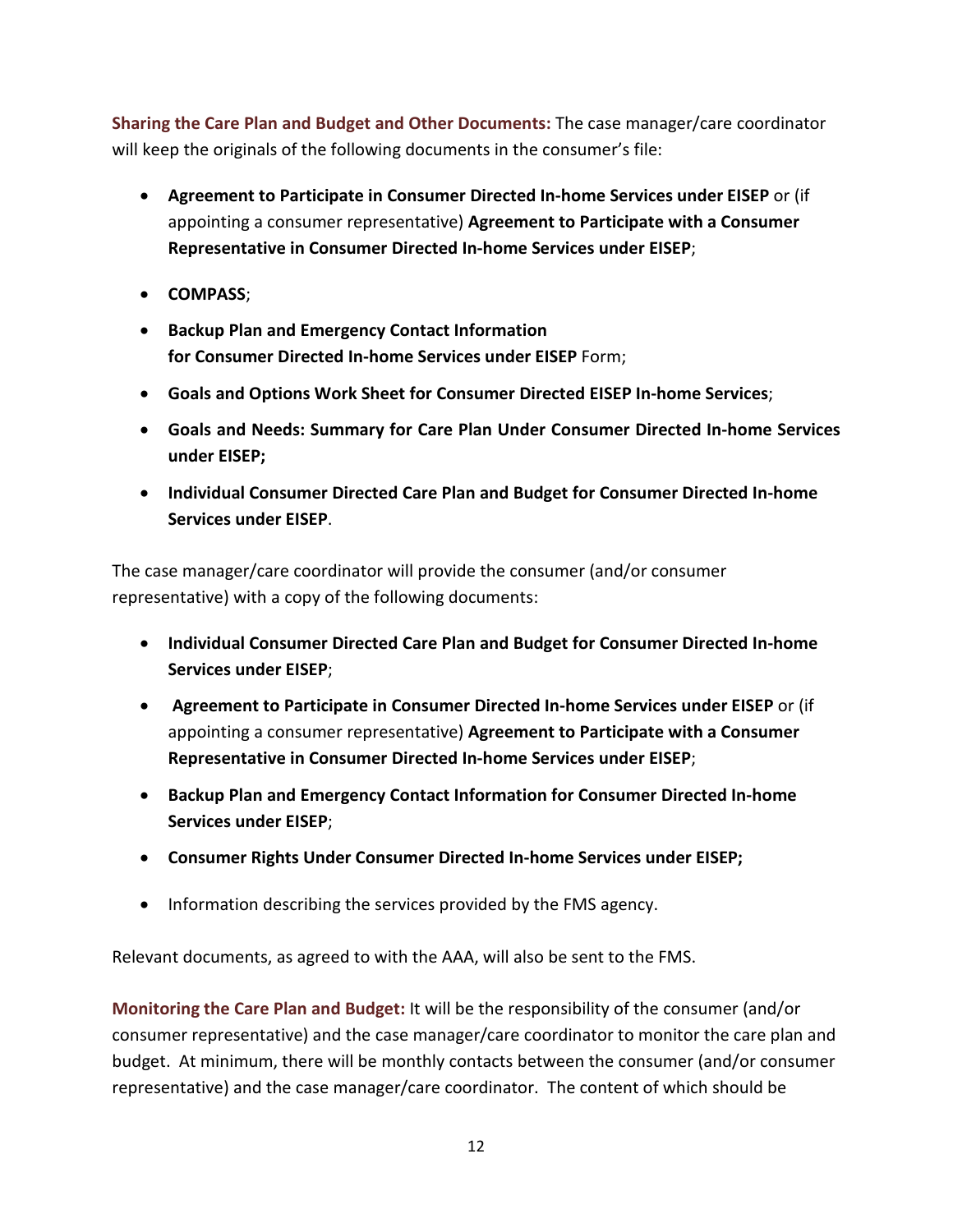**Sharing the Care Plan and Budget and Other Documents:** The case manager/care coordinator will keep the originals of the following documents in the consumer's file:

- **Agreement to Participate in Consumer Directed In-home Services under EISEP** or (if appointing a consumer representative) **Agreement to Participate with a Consumer Representative in Consumer Directed In-home Services under EISEP**;
- **COMPASS**;
- **Backup Plan and Emergency Contact Information for Consumer Directed In-home Services under EISEP** Form;
- **Goals and Options Work Sheet for Consumer Directed EISEP In-home Services**;
- **Goals and Needs: Summary for Care Plan Under Consumer Directed In-home Services under EISEP;**
- **Individual Consumer Directed Care Plan and Budget for Consumer Directed In-home Services under EISEP**.

The case manager/care coordinator will provide the consumer (and/or consumer representative) with a copy of the following documents:

- **Individual Consumer Directed Care Plan and Budget for Consumer Directed In-home Services under EISEP**;
- **Agreement to Participate in Consumer Directed In-home Services under EISEP** or (if appointing a consumer representative) **Agreement to Participate with a Consumer Representative in Consumer Directed In-home Services under EISEP**;
- **Backup Plan and Emergency Contact Information for Consumer Directed In-home Services under EISEP**;
- **Consumer Rights Under Consumer Directed In-home Services under EISEP;**
- Information describing the services provided by the FMS agency.

Relevant documents, as agreed to with the AAA, will also be sent to the FMS.

**Monitoring the Care Plan and Budget:** It will be the responsibility of the consumer (and/or consumer representative) and the case manager/care coordinator to monitor the care plan and budget. At minimum, there will be monthly contacts between the consumer (and/or consumer representative) and the case manager/care coordinator. The content of which should be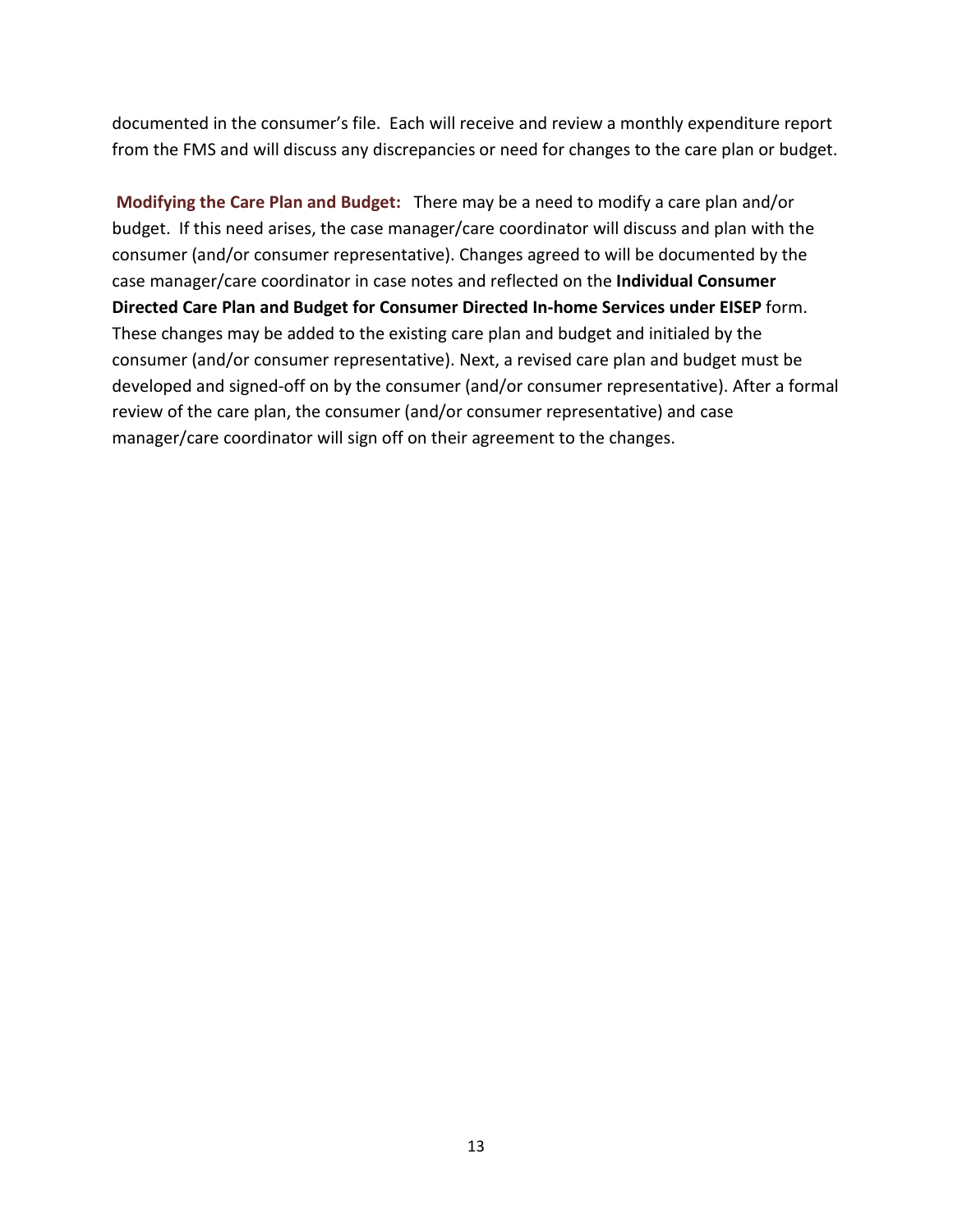documented in the consumer's file. Each will receive and review a monthly expenditure report from the FMS and will discuss any discrepancies or need for changes to the care plan or budget.

**Modifying the Care Plan and Budget:** There may be a need to modify a care plan and/or budget. If this need arises, the case manager/care coordinator will discuss and plan with the consumer (and/or consumer representative). Changes agreed to will be documented by the case manager/care coordinator in case notes and reflected on the **Individual Consumer Directed Care Plan and Budget for Consumer Directed In-home Services under EISEP** form. These changes may be added to the existing care plan and budget and initialed by the consumer (and/or consumer representative). Next, a revised care plan and budget must be developed and signed-off on by the consumer (and/or consumer representative). After a formal review of the care plan, the consumer (and/or consumer representative) and case manager/care coordinator will sign off on their agreement to the changes.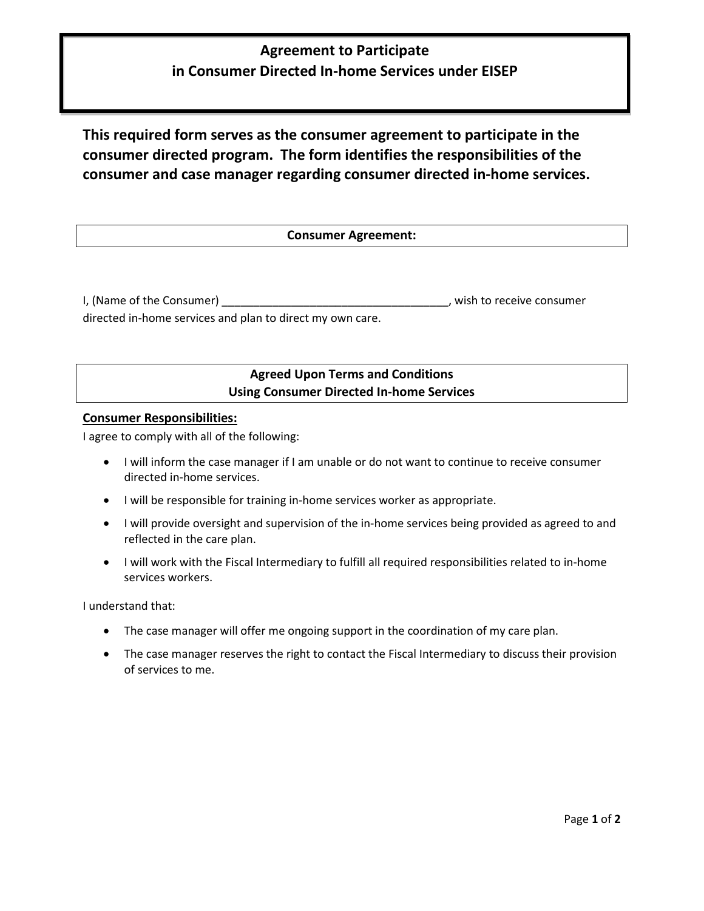# Agreement to Participate in Consumer Directed In-home Services under EISEP

**This required form serves as the consumer agreement to participate in the consumer directed program. The form identifies the responsibilities of the consumer and case manager regarding consumer directed in-home services.**

## Consumer Agreement:

I, (Name of the Consumer) ____________________________________, wish to receive consumer directed in-home services and plan to direct my own care.

## Agreed Upon Terms and Conditions Using Consumer Directed In-home Services

**Consumer Responsibilities:**

I agree to comply with all of the following:

- I will inform the case manager if I am unable or do not want to continue to receive consumer directed in-home services.
- I will be responsible for training in-home services worker as appropriate.
- I will provide oversight and supervision of the in-home services being provided as agreed to and reflected in the care plan.
- I will work with the Fiscal Intermediary to fulfill all required responsibilities related to in-home services workers.

I understand that:

- The case manager will offer me ongoing support in the coordination of my care plan.
- The case manager reserves the right to contact the Fiscal Intermediary to discuss their provision of services to me.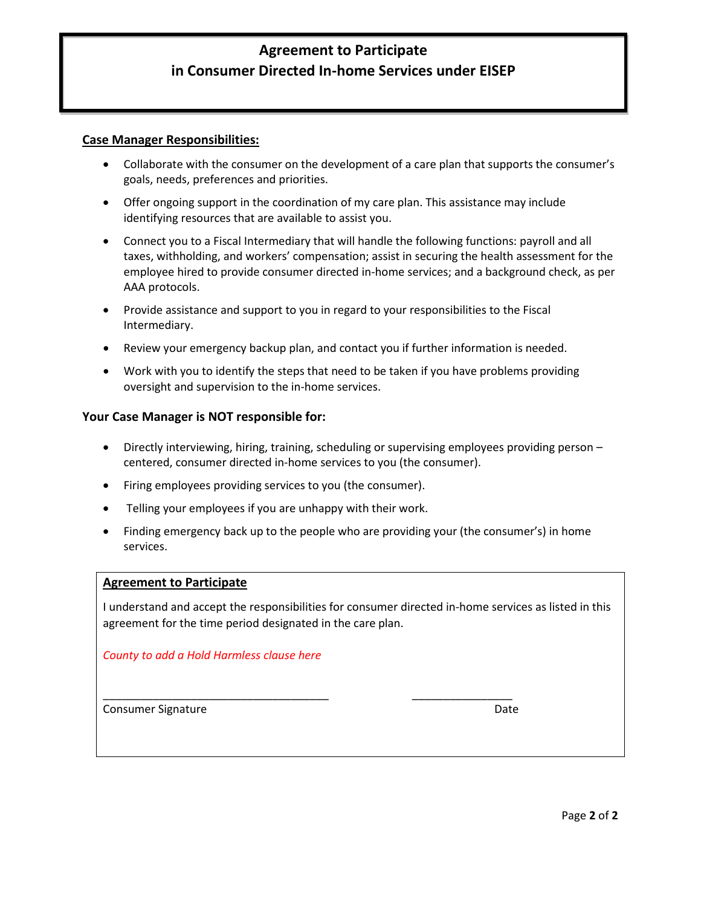# Agreement to Participate
# in Consumer Directed In-home Services under EISEP

**Case Manager Responsibilities:**

- Collaborate with the consumer on the development of a care plan that supports the consumer's goals, needs, preferences and priorities.
- Offer ongoing support in the coordination of my care plan. This assistance may include identifying resources that are available to assist you.
- Connect you to a Fiscal Intermediary that will handle the following functions: payroll and all taxes, withholding, and workers' compensation; assist in securing the health assessment for the employee hired to provide consumer directed in-home services; and a background check, as per AAA protocols.
- Provide assistance and support to you in regard to your responsibilities to the Fiscal Intermediary.
- Review your emergency backup plan, and contact you if further information is needed.
- Work with you to identify the steps that need to be taken if you have problems providing oversight and supervision to the in-home services.

**Your Case Manager is NOT responsible for:**

- Directly interviewing, hiring, training, scheduling or supervising employees providing person – centered, consumer directed in-home services to you (the consumer).
- Firing employees providing services to you (the consumer).
- Telling your employees if you are unhappy with their work.
- Finding emergency back up to the people who are providing your (the consumer's) in home services.

**Agreement to Participate**

I understand and accept the responsibilities for consumer directed in-home services as listed in this agreement for the time period designated in the care plan.

*County to add a Hold Harmless clause here*

_____________________________________ _________________

Consumer Signature Date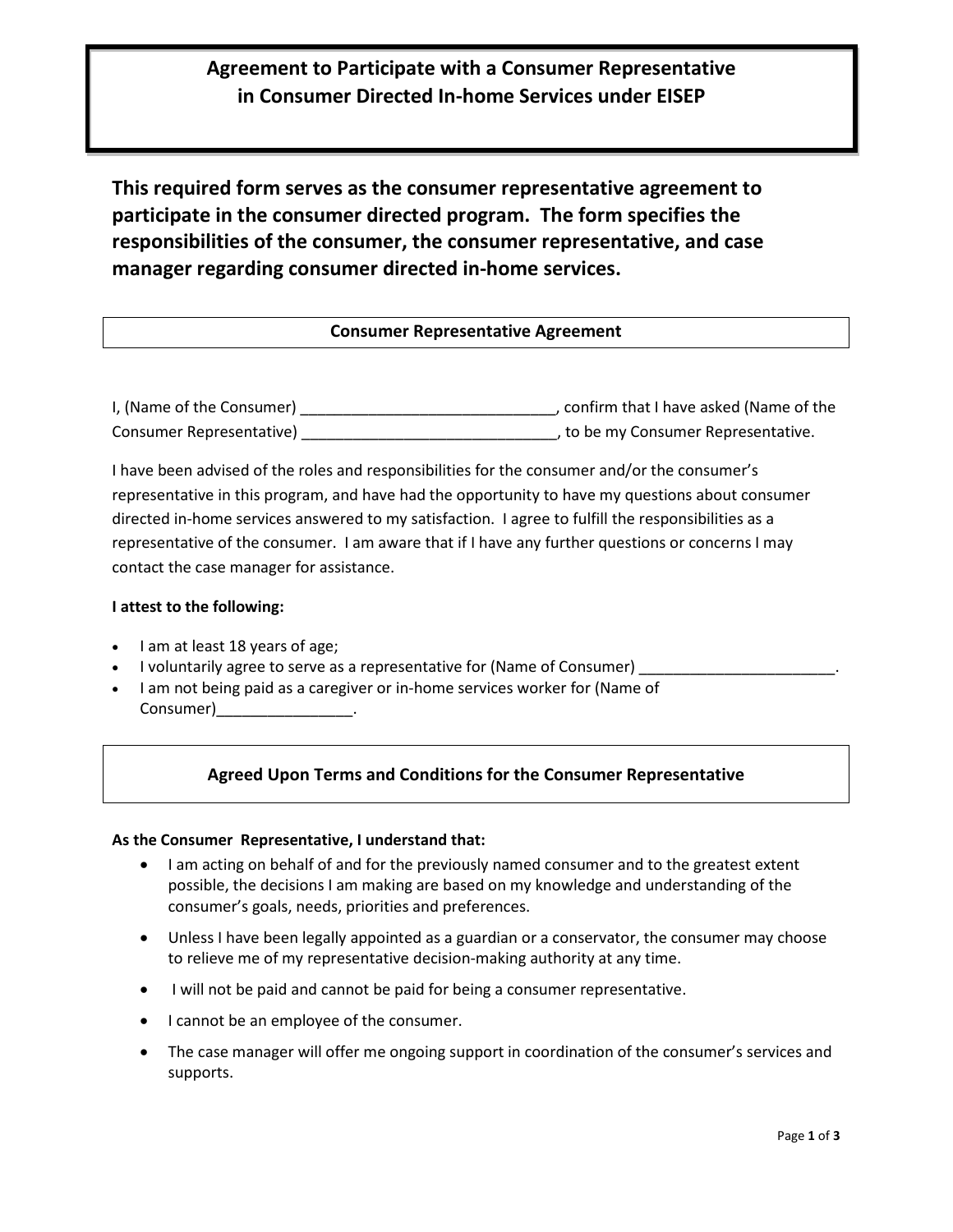# Agreement to Participate with a Consumer Representative in Consumer Directed In-home Services under EISEP

**This required form serves as the consumer representative agreement to participate in the consumer directed program. The form specifies the responsibilities of the consumer, the consumer representative, and case manager regarding consumer directed in-home services.**

## Consumer Representative Agreement

I, (Name of the Consumer) ______________________________, confirm that I have asked (Name of the Consumer Representative) ______________________________, to be my Consumer Representative.

I have been advised of the roles and responsibilities for the consumer and/or the consumer's representative in this program, and have had the opportunity to have my questions about consumer directed in-home services answered to my satisfaction. I agree to fulfill the responsibilities as a representative of the consumer. I am aware that if I have any further questions or concerns I may contact the case manager for assistance.

**I attest to the following:**

- I am at least 18 years of age;
- I voluntarily agree to serve as a representative for (Name of Consumer) _______________________.
- I am not being paid as a caregiver or in-home services worker for (Name of Consumer)________________.

## Agreed Upon Terms and Conditions for the Consumer Representative

**As the Consumer Representative, I understand that:**

- I am acting on behalf of and for the previously named consumer and to the greatest extent possible, the decisions I am making are based on my knowledge and understanding of the consumer's goals, needs, priorities and preferences.
- Unless I have been legally appointed as a guardian or a conservator, the consumer may choose to relieve me of my representative decision-making authority at any time.
- I will not be paid and cannot be paid for being a consumer representative.
- I cannot be an employee of the consumer.
- The case manager will offer me ongoing support in coordination of the consumer's services and supports.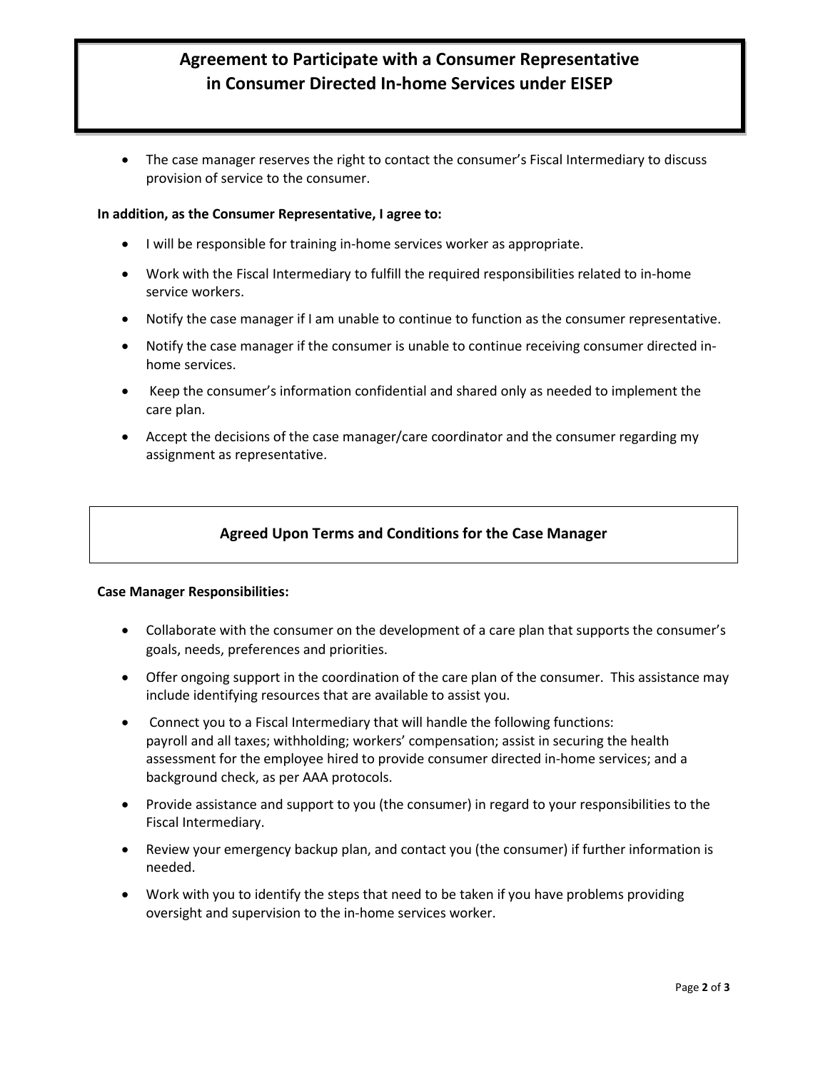# Agreement to Participate with a Consumer Representative in Consumer Directed In-home Services under EISEP

- The case manager reserves the right to contact the consumer's Fiscal Intermediary to discuss provision of service to the consumer.

**In addition, as the Consumer Representative, I agree to:**

- I will be responsible for training in-home services worker as appropriate.
- Work with the Fiscal Intermediary to fulfill the required responsibilities related to in-home service workers.
- Notify the case manager if I am unable to continue to function as the consumer representative.
- Notify the case manager if the consumer is unable to continue receiving consumer directed in-home services.
- Keep the consumer's information confidential and shared only as needed to implement the care plan.
- Accept the decisions of the case manager/care coordinator and the consumer regarding my assignment as representative.

## Agreed Upon Terms and Conditions for the Case Manager

**Case Manager Responsibilities:**

- Collaborate with the consumer on the development of a care plan that supports the consumer's goals, needs, preferences and priorities.
- Offer ongoing support in the coordination of the care plan of the consumer. This assistance may include identifying resources that are available to assist you.
- Connect you to a Fiscal Intermediary that will handle the following functions: payroll and all taxes; withholding; workers' compensation; assist in securing the health assessment for the employee hired to provide consumer directed in-home services; and a background check, as per AAA protocols.
- Provide assistance and support to you (the consumer) in regard to your responsibilities to the Fiscal Intermediary.
- Review your emergency backup plan, and contact you (the consumer) if further information is needed.
- Work with you to identify the steps that need to be taken if you have problems providing oversight and supervision to the in-home services worker.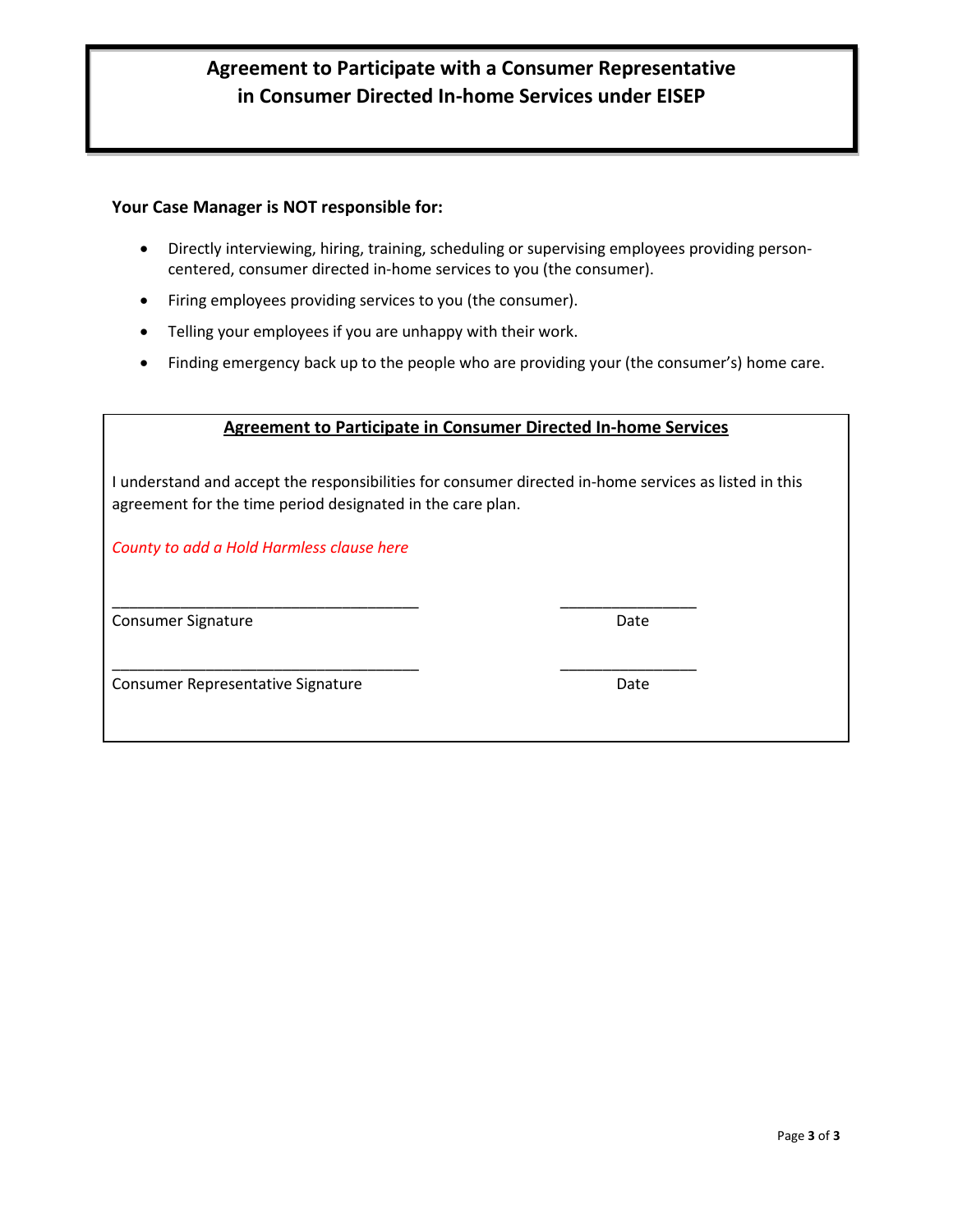# Agreement to Participate with a Consumer Representative in Consumer Directed In-home Services under EISEP

**Your Case Manager is NOT responsible for:**

- Directly interviewing, hiring, training, scheduling or supervising employees providing person-centered, consumer directed in-home services to you (the consumer).
- Firing employees providing services to you (the consumer).
- Telling your employees if you are unhappy with their work.
- Finding emergency back up to the people who are providing your (the consumer's) home care.

**Agreement to Participate in Consumer Directed In-home Services**

I understand and accept the responsibilities for consumer directed in-home services as listed in this agreement for the time period designated in the care plan.

*County to add a Hold Harmless clause here*

_____________________________________ ________________

Consumer Signature Date

_____________________________________ ________________

Consumer Representative Signature Date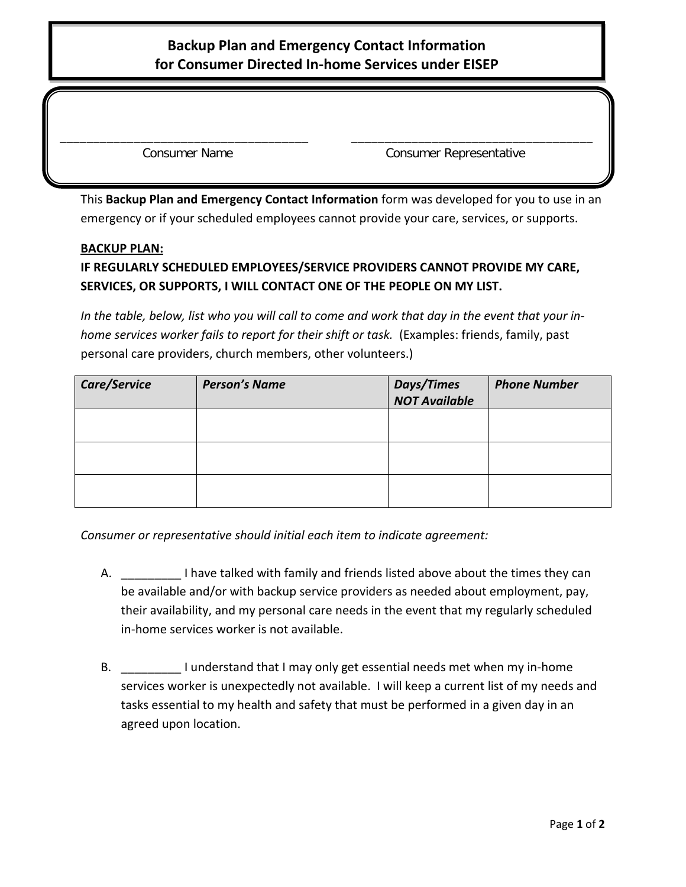## Backup Plan and Emergency Contact Information for Consumer Directed In-home Services under EISEP

\_\_\_\_\_\_\_\_\_\_\_\_\_\_\_\_\_\_\_\_\_\_\_\_\_\_\_\_\_\_\_\_\_\_\_\_ Consumer Name

\_\_\_\_\_\_\_\_\_\_\_\_\_\_\_\_\_\_\_\_\_\_\_\_\_\_\_\_\_\_\_\_\_\_\_\_ Consumer Representative

This **Backup Plan and Emergency Contact Information** form was developed for you to use in an emergency or if your scheduled employees cannot provide your care, services, or supports.

**BACKUP PLAN:**

**IF REGULARLY SCHEDULED EMPLOYEES/SERVICE PROVIDERS CANNOT PROVIDE MY CARE, SERVICES, OR SUPPORTS, I WILL CONTACT ONE OF THE PEOPLE ON MY LIST.**

*In the table, below, list who you will call to come and work that day in the event that your in-home services worker fails to report for their shift or task.* (Examples: friends, family, past personal care providers, church members, other volunteers.)

| *Care/Service* | *Person's Name* | *Days/Times NOT Available* | *Phone Number* |
|---|---|---|---|
| | | | |
| | | | |
| | | | |

*Consumer or representative should initial each item to indicate agreement:*

A. \_\_\_\_\_\_\_\_\_ I have talked with family and friends listed above about the times they can be available and/or with backup service providers as needed about employment, pay, their availability, and my personal care needs in the event that my regularly scheduled in-home services worker is not available.

B. \_\_\_\_\_\_\_\_\_ I understand that I may only get essential needs met when my in-home services worker is unexpectedly not available. I will keep a current list of my needs and tasks essential to my health and safety that must be performed in a given day in an agreed upon location.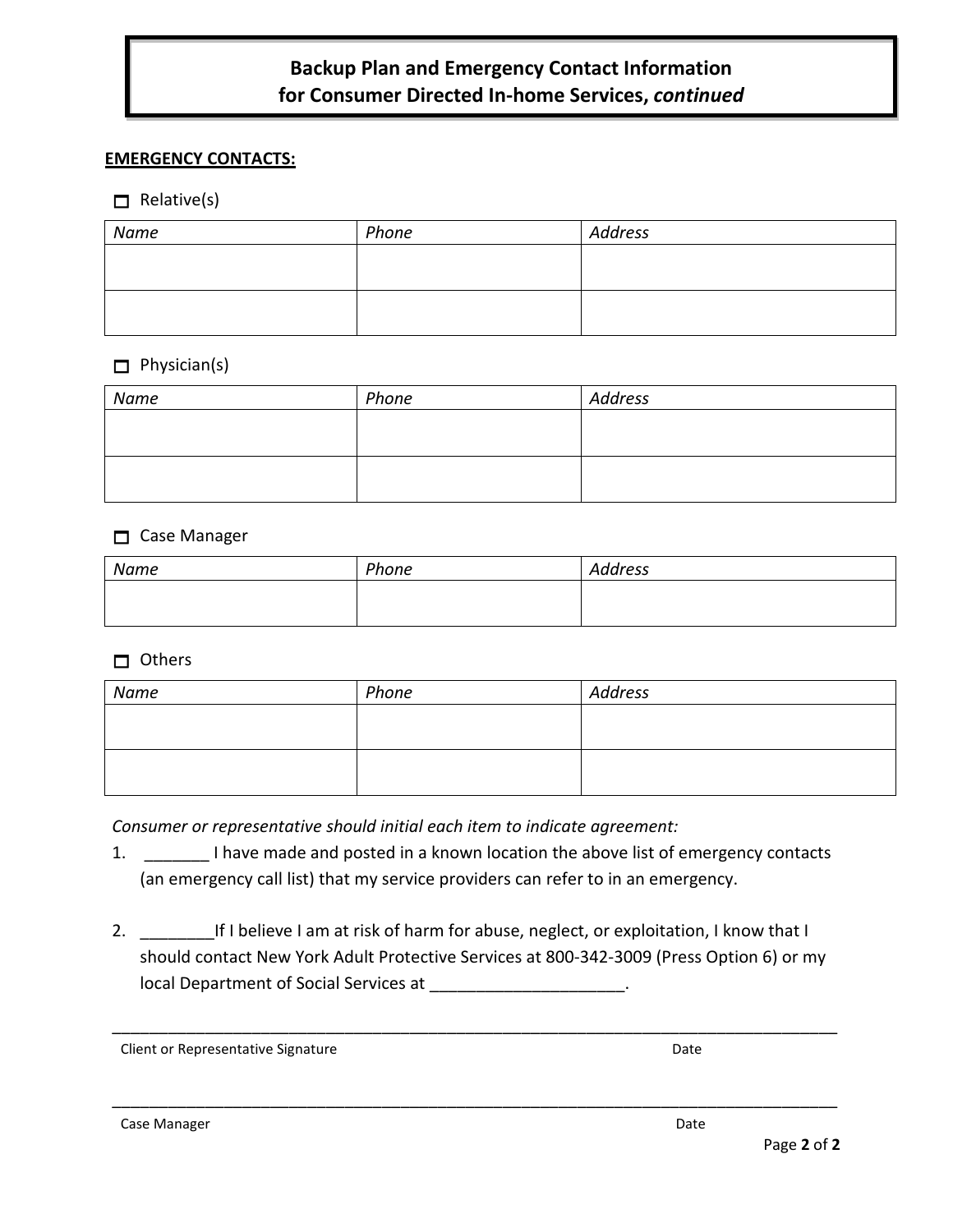# Backup Plan and Emergency Contact Information for Consumer Directed In-home Services, *continued*

**EMERGENCY CONTACTS:**

☐ Relative(s)

| *Name* | *Phone* | *Address* |
|---|---|---|
| | | |
| | | |

☐ Physician(s)

| *Name* | *Phone* | *Address* |
|---|---|---|
| | | |
| | | |

☐ Case Manager

| *Name* | *Phone* | *Address* |
|---|---|---|
| | | |

☐ Others

| *Name* | *Phone* | *Address* |
|---|---|---|
| | | |
| | | |

*Consumer or representative should initial each item to indicate agreement:*

1. _______ I have made and posted in a known location the above list of emergency contacts (an emergency call list) that my service providers can refer to in an emergency.

2. ________If I believe I am at risk of harm for abuse, neglect, or exploitation, I know that I should contact New York Adult Protective Services at 800-342-3009 (Press Option 6) or my local Department of Social Services at _____________________.

_____________________________________________________________________________________

Client or Representative Signature — Date

_____________________________________________________________________________________

Case Manager — Date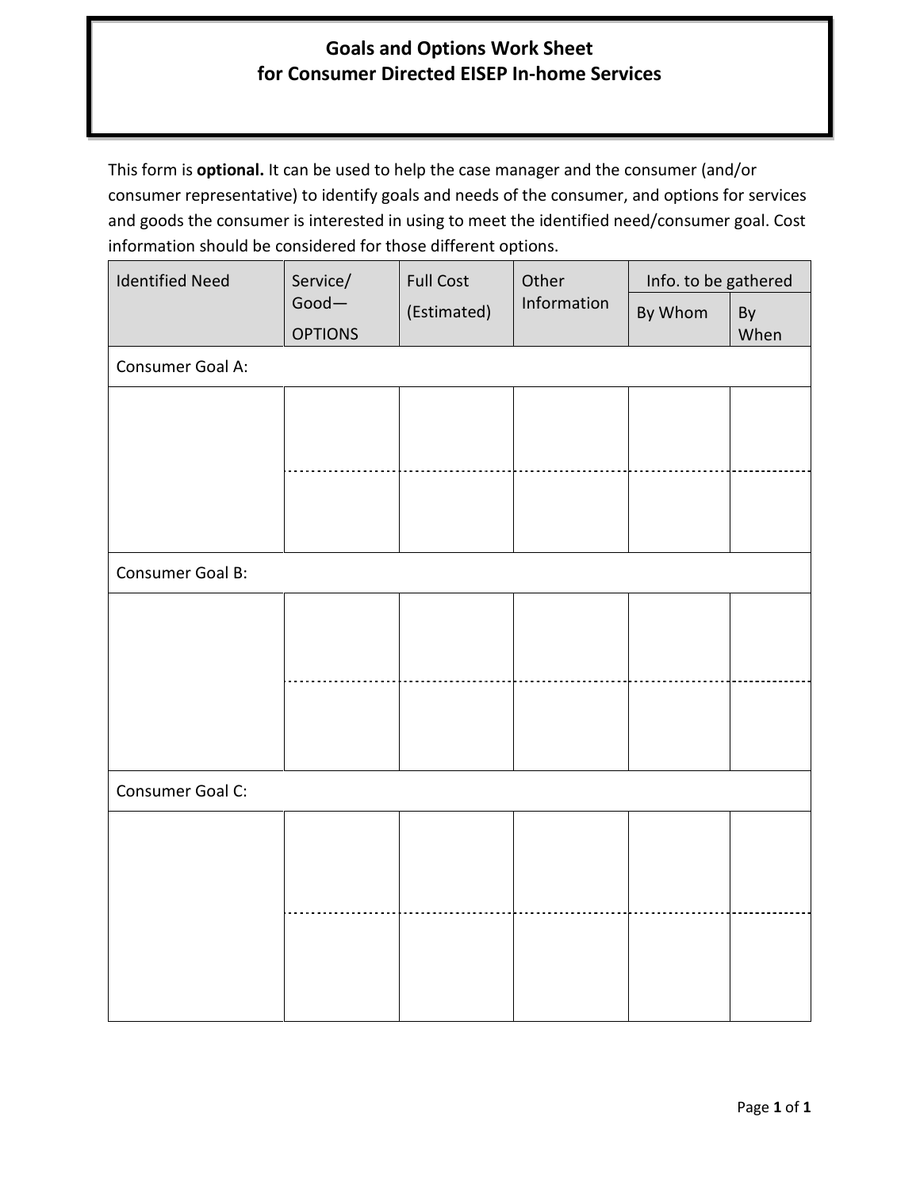# Goals and Options Work Sheet for Consumer Directed EISEP In-home Services

This form is **optional.** It can be used to help the case manager and the consumer (and/or consumer representative) to identify goals and needs of the consumer, and options for services and goods the consumer is interested in using to meet the identified need/consumer goal. Cost information should be considered for those different options.

| Identified Need | Service/ Good— OPTIONS | Full Cost (Estimated) | Other Information | Info. to be gathered | |
|---|---|---|---|---|---|
| | | | | By Whom | By When |
| Consumer Goal A: | | | | | |
| | | | | | |
| | | | | | |
| Consumer Goal B: | | | | | |
| | | | | | |
| | | | | | |
| Consumer Goal C: | | | | | |
| | | | | | |
| | | | | | |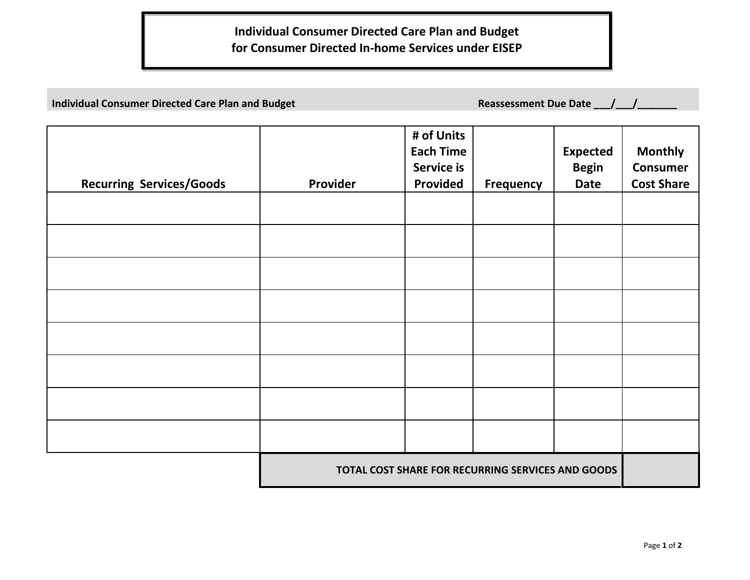# Individual Consumer Directed Care Plan and Budget for Consumer Directed In-home Services under EISEP

**Individual Consumer Directed Care Plan and Budget** **Reassessment Due Date ___/___/_______**

| Recurring Services/Goods | Provider | # of Units Each Time Service is Provided | Frequency | Expected Begin Date | Monthly Consumer Cost Share |
|---|---|---|---|---|---|
| | | | | | |
| | | | | | |
| | | | | | |
| | | | | | |
| | | | | | |
| | | | | | |
| | | | | | |
| | | | | | |
| | **TOTAL COST SHARE FOR RECURRING SERVICES AND GOODS** | | | | |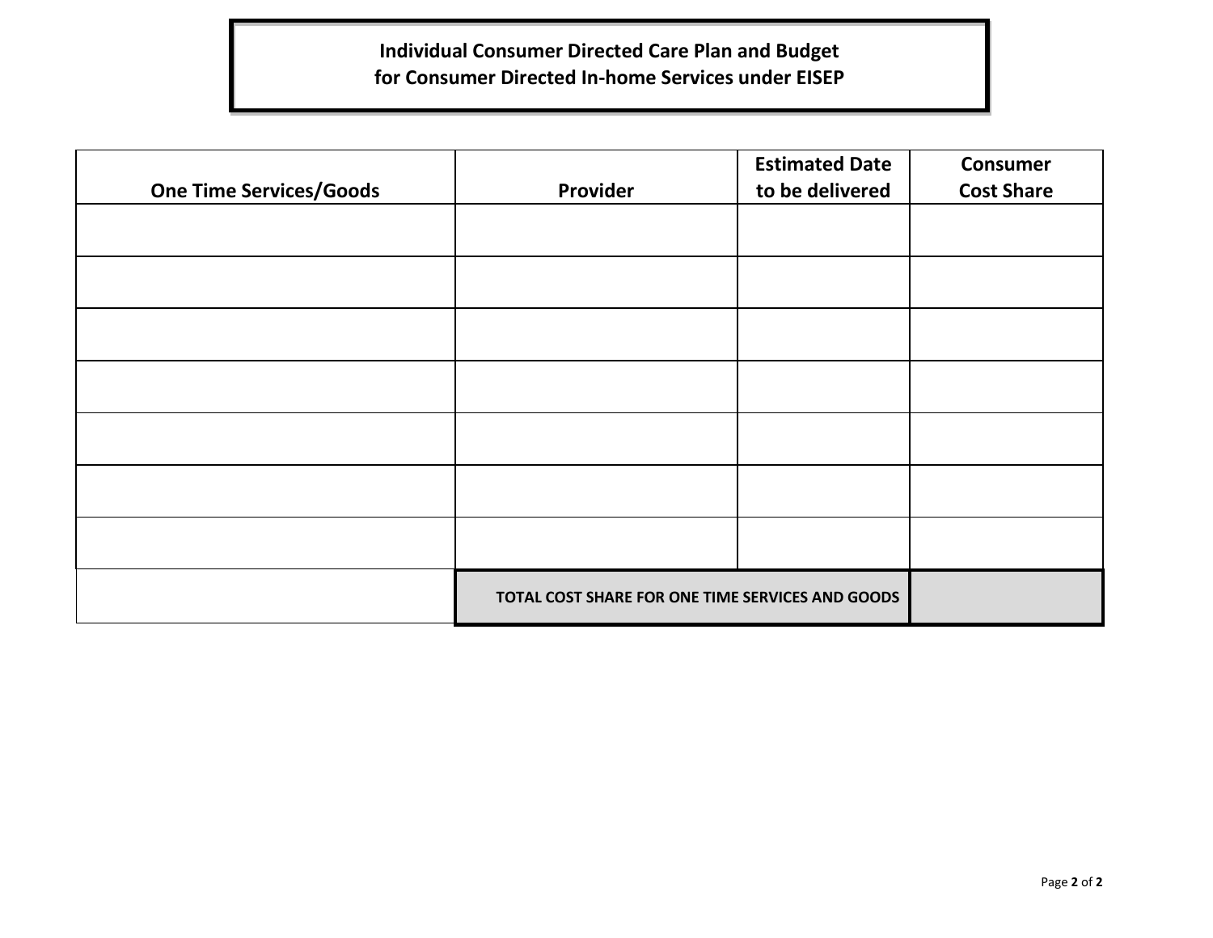**Individual Consumer Directed Care Plan and Budget for Consumer Directed In-home Services under EISEP**

| One Time Services/Goods | Provider | Estimated Date to be delivered | Consumer Cost Share |
|---|---|---|---|
| | | | |
| | | | |
| | | | |
| | | | |
| | | | |
| | | | |
| | | | |
| | **TOTAL COST SHARE FOR ONE TIME SERVICES AND GOODS** | | |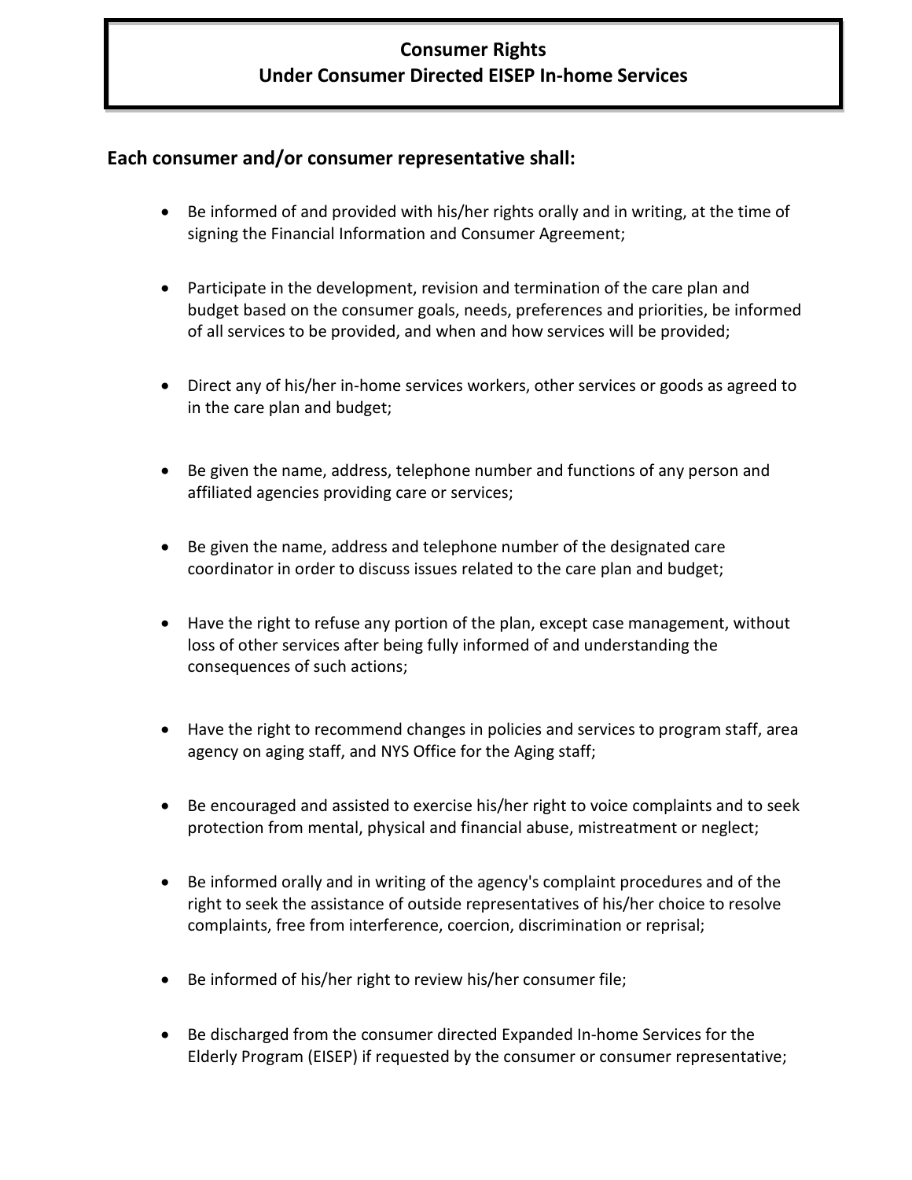# Consumer Rights
# Under Consumer Directed EISEP In-home Services

**Each consumer and/or consumer representative shall:**

- Be informed of and provided with his/her rights orally and in writing, at the time of signing the Financial Information and Consumer Agreement;
- Participate in the development, revision and termination of the care plan and budget based on the consumer goals, needs, preferences and priorities, be informed of all services to be provided, and when and how services will be provided;
- Direct any of his/her in-home services workers, other services or goods as agreed to in the care plan and budget;
- Be given the name, address, telephone number and functions of any person and affiliated agencies providing care or services;
- Be given the name, address and telephone number of the designated care coordinator in order to discuss issues related to the care plan and budget;
- Have the right to refuse any portion of the plan, except case management, without loss of other services after being fully informed of and understanding the consequences of such actions;
- Have the right to recommend changes in policies and services to program staff, area agency on aging staff, and NYS Office for the Aging staff;
- Be encouraged and assisted to exercise his/her right to voice complaints and to seek protection from mental, physical and financial abuse, mistreatment or neglect;
- Be informed orally and in writing of the agency's complaint procedures and of the right to seek the assistance of outside representatives of his/her choice to resolve complaints, free from interference, coercion, discrimination or reprisal;
- Be informed of his/her right to review his/her consumer file;
- Be discharged from the consumer directed Expanded In-home Services for the Elderly Program (EISEP) if requested by the consumer or consumer representative;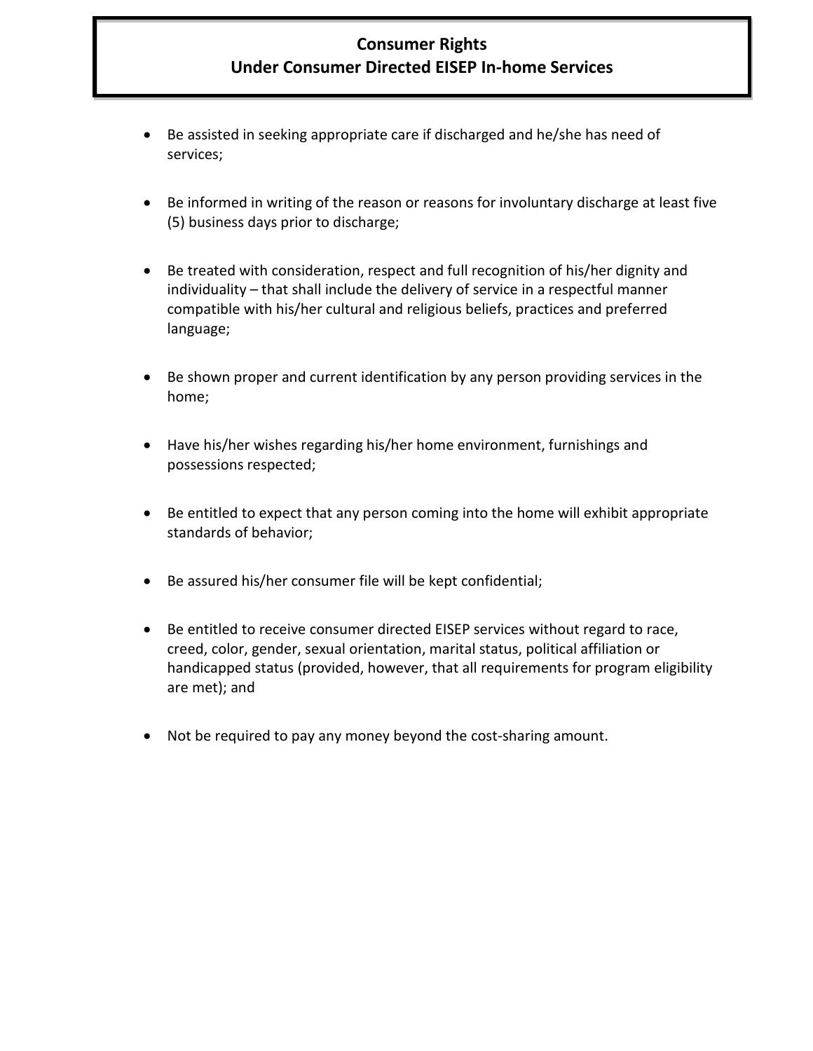# Consumer Rights
# Under Consumer Directed EISEP In-home Services

- Be assisted in seeking appropriate care if discharged and he/she has need of services;
- Be informed in writing of the reason or reasons for involuntary discharge at least five (5) business days prior to discharge;
- Be treated with consideration, respect and full recognition of his/her dignity and individuality – that shall include the delivery of service in a respectful manner compatible with his/her cultural and religious beliefs, practices and preferred language;
- Be shown proper and current identification by any person providing services in the home;
- Have his/her wishes regarding his/her home environment, furnishings and possessions respected;
- Be entitled to expect that any person coming into the home will exhibit appropriate standards of behavior;
- Be assured his/her consumer file will be kept confidential;
- Be entitled to receive consumer directed EISEP services without regard to race, creed, color, gender, sexual orientation, marital status, political affiliation or handicapped status (provided, however, that all requirements for program eligibility are met); and
- Not be required to pay any money beyond the cost-sharing amount.